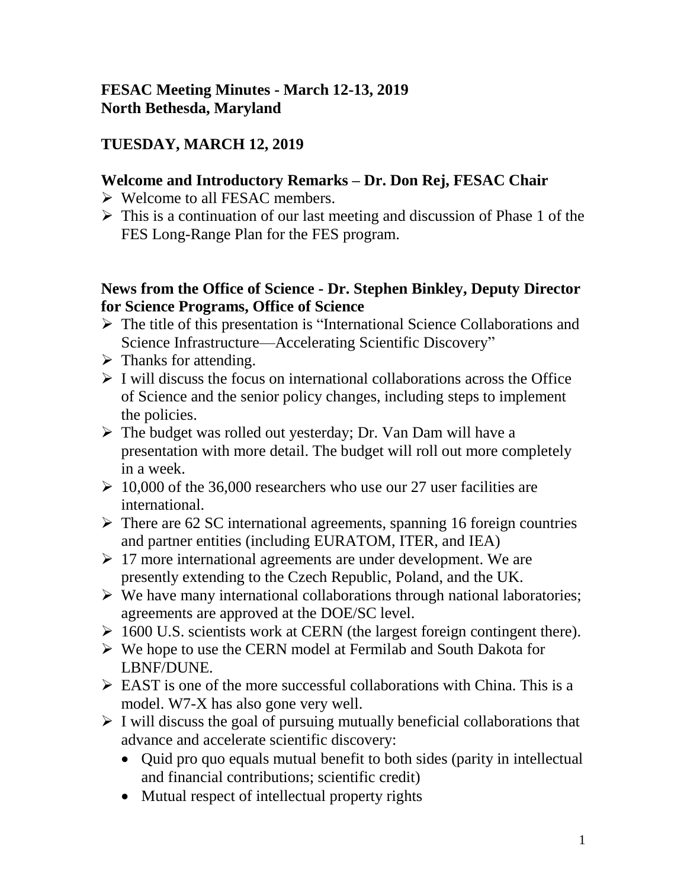# FESAC Meeting Minutes - March 12-13, 2019
# North Bethesda, Maryland

## TUESDAY, MARCH 12, 2019

### Welcome and Introductory Remarks – Dr. Don Rej, FESAC Chair

- Welcome to all FESAC members.
- This is a continuation of our last meeting and discussion of Phase 1 of the FES Long-Range Plan for the FES program.

### News from the Office of Science - Dr. Stephen Binkley, Deputy Director for Science Programs, Office of Science

- The title of this presentation is "International Science Collaborations and Science Infrastructure—Accelerating Scientific Discovery"
- Thanks for attending.
- I will discuss the focus on international collaborations across the Office of Science and the senior policy changes, including steps to implement the policies.
- The budget was rolled out yesterday; Dr. Van Dam will have a presentation with more detail. The budget will roll out more completely in a week.
- 10,000 of the 36,000 researchers who use our 27 user facilities are international.
- There are 62 SC international agreements, spanning 16 foreign countries and partner entities (including EURATOM, ITER, and IEA)
- 17 more international agreements are under development. We are presently extending to the Czech Republic, Poland, and the UK.
- We have many international collaborations through national laboratories; agreements are approved at the DOE/SC level.
- 1600 U.S. scientists work at CERN (the largest foreign contingent there).
- We hope to use the CERN model at Fermilab and South Dakota for LBNF/DUNE.
- EAST is one of the more successful collaborations with China. This is a model. W7-X has also gone very well.
- I will discuss the goal of pursuing mutually beneficial collaborations that advance and accelerate scientific discovery:
  - Quid pro quo equals mutual benefit to both sides (parity in intellectual and financial contributions; scientific credit)
  - Mutual respect of intellectual property rights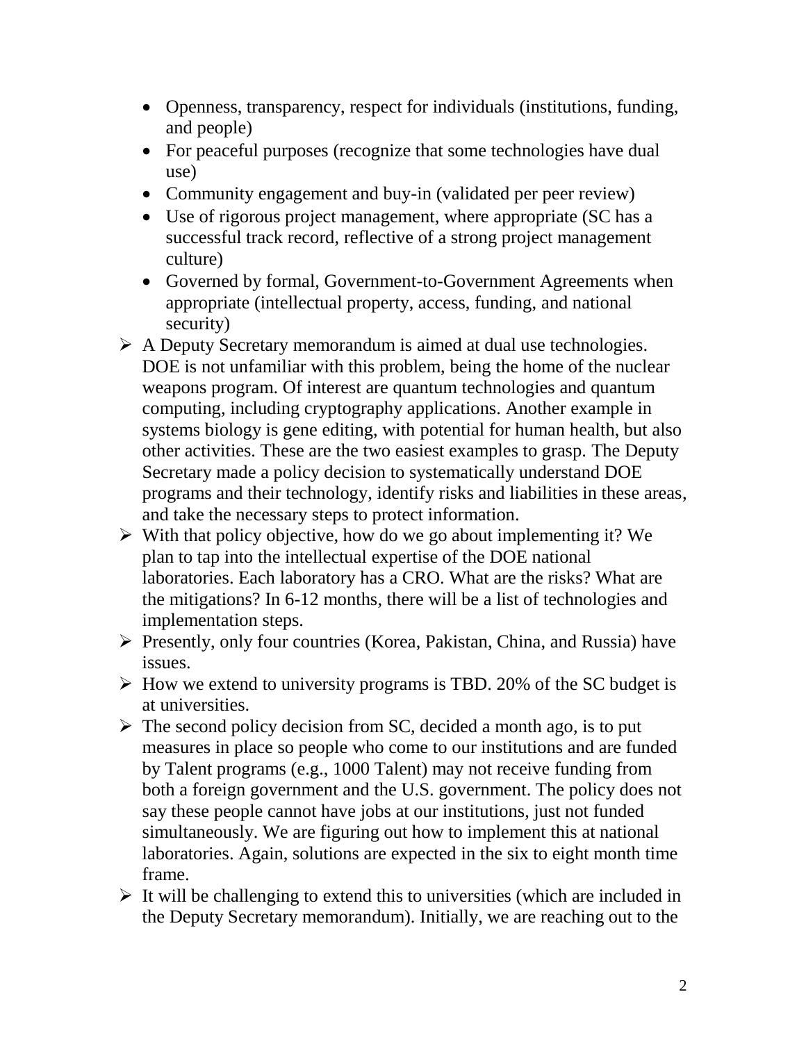- Openness, transparency, respect for individuals (institutions, funding, and people)
  - For peaceful purposes (recognize that some technologies have dual use)
  - Community engagement and buy-in (validated per peer review)
  - Use of rigorous project management, where appropriate (SC has a successful track record, reflective of a strong project management culture)
  - Governed by formal, Government-to-Government Agreements when appropriate (intellectual property, access, funding, and national security)
- A Deputy Secretary memorandum is aimed at dual use technologies. DOE is not unfamiliar with this problem, being the home of the nuclear weapons program. Of interest are quantum technologies and quantum computing, including cryptography applications. Another example in systems biology is gene editing, with potential for human health, but also other activities. These are the two easiest examples to grasp. The Deputy Secretary made a policy decision to systematically understand DOE programs and their technology, identify risks and liabilities in these areas, and take the necessary steps to protect information.
- With that policy objective, how do we go about implementing it? We plan to tap into the intellectual expertise of the DOE national laboratories. Each laboratory has a CRO. What are the risks? What are the mitigations? In 6-12 months, there will be a list of technologies and implementation steps.
- Presently, only four countries (Korea, Pakistan, China, and Russia) have issues.
- How we extend to university programs is TBD. 20% of the SC budget is at universities.
- The second policy decision from SC, decided a month ago, is to put measures in place so people who come to our institutions and are funded by Talent programs (e.g., 1000 Talent) may not receive funding from both a foreign government and the U.S. government. The policy does not say these people cannot have jobs at our institutions, just not funded simultaneously. We are figuring out how to implement this at national laboratories. Again, solutions are expected in the six to eight month time frame.
- It will be challenging to extend this to universities (which are included in the Deputy Secretary memorandum). Initially, we are reaching out to the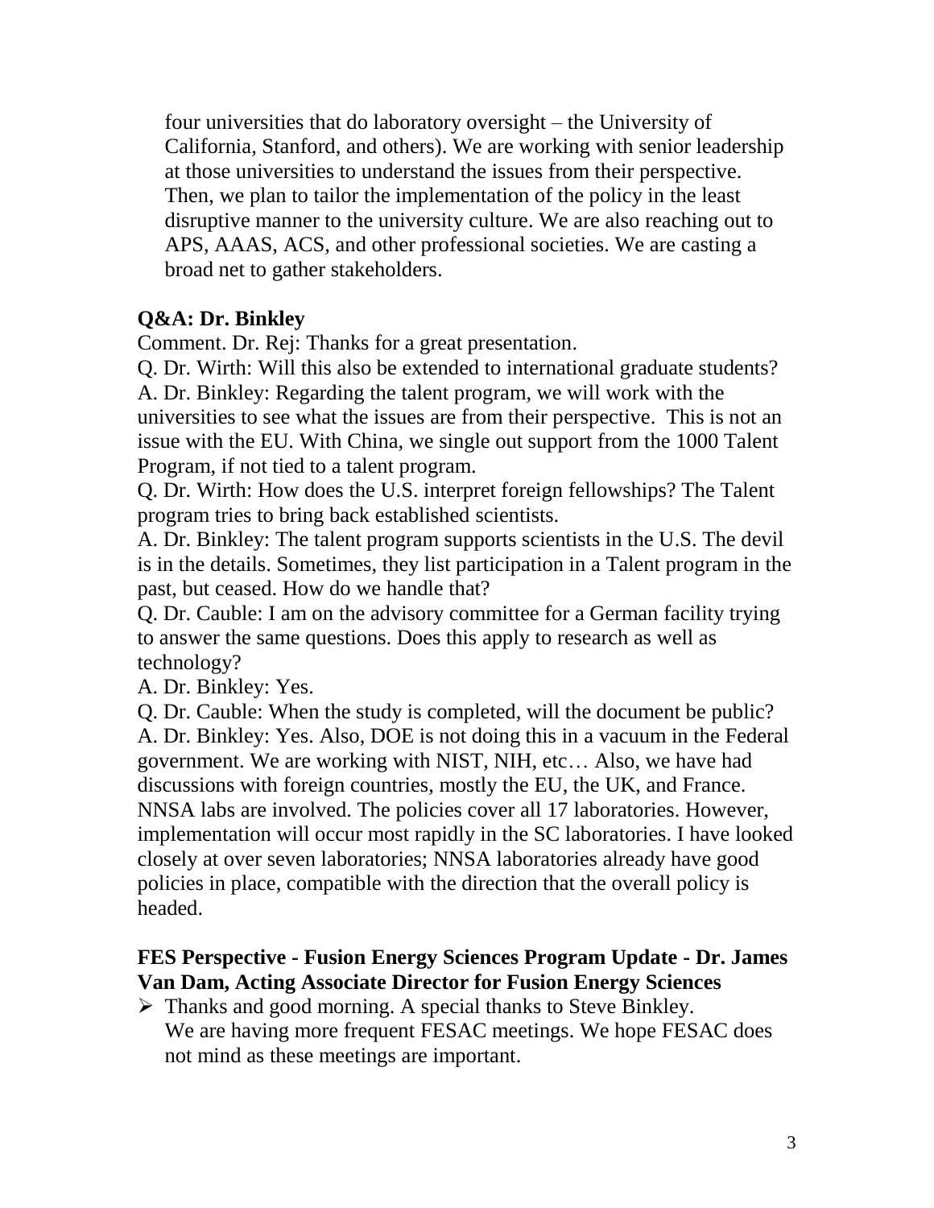four universities that do laboratory oversight – the University of California, Stanford, and others). We are working with senior leadership at those universities to understand the issues from their perspective. Then, we plan to tailor the implementation of the policy in the least disruptive manner to the university culture. We are also reaching out to APS, AAAS, ACS, and other professional societies. We are casting a broad net to gather stakeholders.

**Q&A: Dr. Binkley**

Comment. Dr. Rej: Thanks for a great presentation.

Q. Dr. Wirth: Will this also be extended to international graduate students?

A. Dr. Binkley: Regarding the talent program, we will work with the universities to see what the issues are from their perspective. This is not an issue with the EU. With China, we single out support from the 1000 Talent Program, if not tied to a talent program.

Q. Dr. Wirth: How does the U.S. interpret foreign fellowships? The Talent program tries to bring back established scientists.

A. Dr. Binkley: The talent program supports scientists in the U.S. The devil is in the details. Sometimes, they list participation in a Talent program in the past, but ceased. How do we handle that?

Q. Dr. Cauble: I am on the advisory committee for a German facility trying to answer the same questions. Does this apply to research as well as technology?

A. Dr. Binkley: Yes.

Q. Dr. Cauble: When the study is completed, will the document be public?

A. Dr. Binkley: Yes. Also, DOE is not doing this in a vacuum in the Federal government. We are working with NIST, NIH, etc… Also, we have had discussions with foreign countries, mostly the EU, the UK, and France. NNSA labs are involved. The policies cover all 17 laboratories. However, implementation will occur most rapidly in the SC laboratories. I have looked closely at over seven laboratories; NNSA laboratories already have good policies in place, compatible with the direction that the overall policy is headed.

**FES Perspective - Fusion Energy Sciences Program Update - Dr. James Van Dam, Acting Associate Director for Fusion Energy Sciences**

- Thanks and good morning. A special thanks to Steve Binkley. We are having more frequent FESAC meetings. We hope FESAC does not mind as these meetings are important.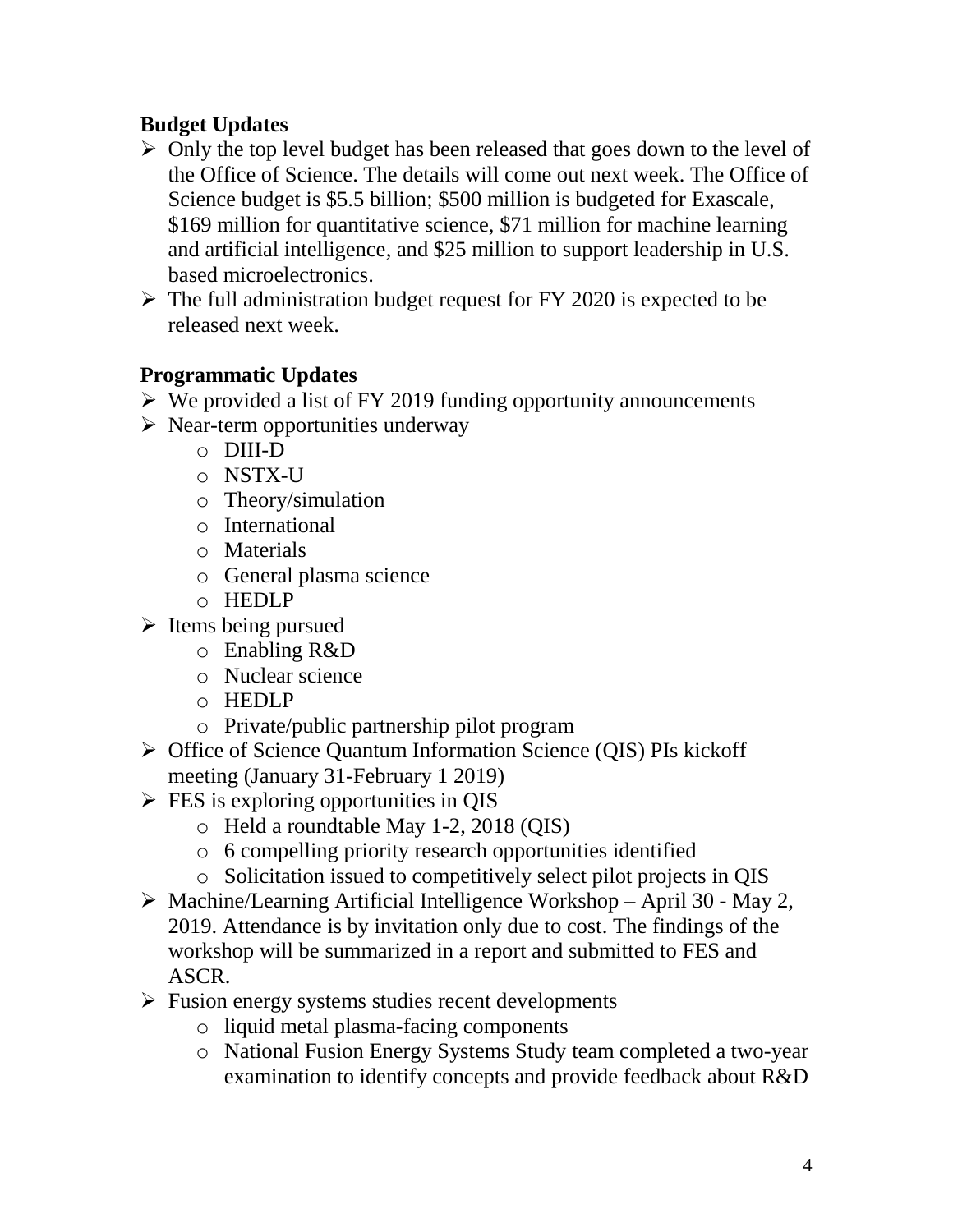## Budget Updates

- Only the top level budget has been released that goes down to the level of the Office of Science. The details will come out next week. The Office of Science budget is $5.5 billion; $500 million is budgeted for Exascale, $169 million for quantitative science, $71 million for machine learning and artificial intelligence, and $25 million to support leadership in U.S. based microelectronics.
- The full administration budget request for FY 2020 is expected to be released next week.

## Programmatic Updates

- We provided a list of FY 2019 funding opportunity announcements
- Near-term opportunities underway
  - DIII-D
  - NSTX-U
  - Theory/simulation
  - International
  - Materials
  - General plasma science
  - HEDLP
- Items being pursued
  - Enabling R&D
  - Nuclear science
  - HEDLP
  - Private/public partnership pilot program
- Office of Science Quantum Information Science (QIS) PIs kickoff meeting (January 31-February 1 2019)
- FES is exploring opportunities in QIS
  - Held a roundtable May 1-2, 2018 (QIS)
  - 6 compelling priority research opportunities identified
  - Solicitation issued to competitively select pilot projects in QIS
- Machine/Learning Artificial Intelligence Workshop – April 30 - May 2, 2019. Attendance is by invitation only due to cost. The findings of the workshop will be summarized in a report and submitted to FES and ASCR.
- Fusion energy systems studies recent developments
  - liquid metal plasma-facing components
  - National Fusion Energy Systems Study team completed a two-year examination to identify concepts and provide feedback about R&D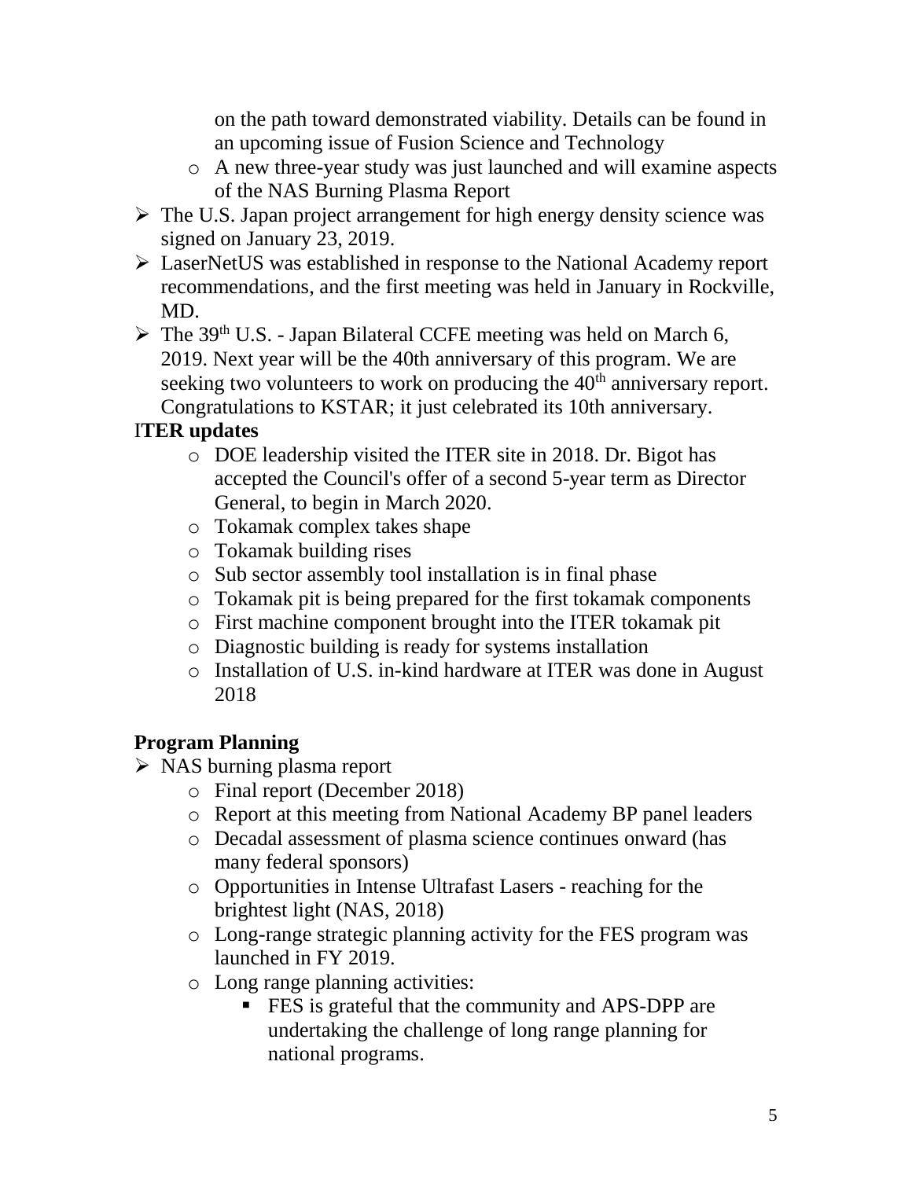on the path toward demonstrated viability. Details can be found in an upcoming issue of Fusion Science and Technology
  - A new three-year study was just launched and will examine aspects of the NAS Burning Plasma Report
- The U.S. Japan project arrangement for high energy density science was signed on January 23, 2019.
- LaserNetUS was established in response to the National Academy report recommendations, and the first meeting was held in January in Rockville, MD.
- The 39th U.S. - Japan Bilateral CCFE meeting was held on March 6, 2019. Next year will be the 40th anniversary of this program. We are seeking two volunteers to work on producing the 40th anniversary report. Congratulations to KSTAR; it just celebrated its 10th anniversary.

**ITER updates**

  - DOE leadership visited the ITER site in 2018. Dr. Bigot has accepted the Council's offer of a second 5-year term as Director General, to begin in March 2020.
  - Tokamak complex takes shape
  - Tokamak building rises
  - Sub sector assembly tool installation is in final phase
  - Tokamak pit is being prepared for the first tokamak components
  - First machine component brought into the ITER tokamak pit
  - Diagnostic building is ready for systems installation
  - Installation of U.S. in-kind hardware at ITER was done in August 2018

**Program Planning**

- NAS burning plasma report
  - Final report (December 2018)
  - Report at this meeting from National Academy BP panel leaders
  - Decadal assessment of plasma science continues onward (has many federal sponsors)
  - Opportunities in Intense Ultrafast Lasers - reaching for the brightest light (NAS, 2018)
  - Long-range strategic planning activity for the FES program was launched in FY 2019.
  - Long range planning activities:
    - FES is grateful that the community and APS-DPP are undertaking the challenge of long range planning for national programs.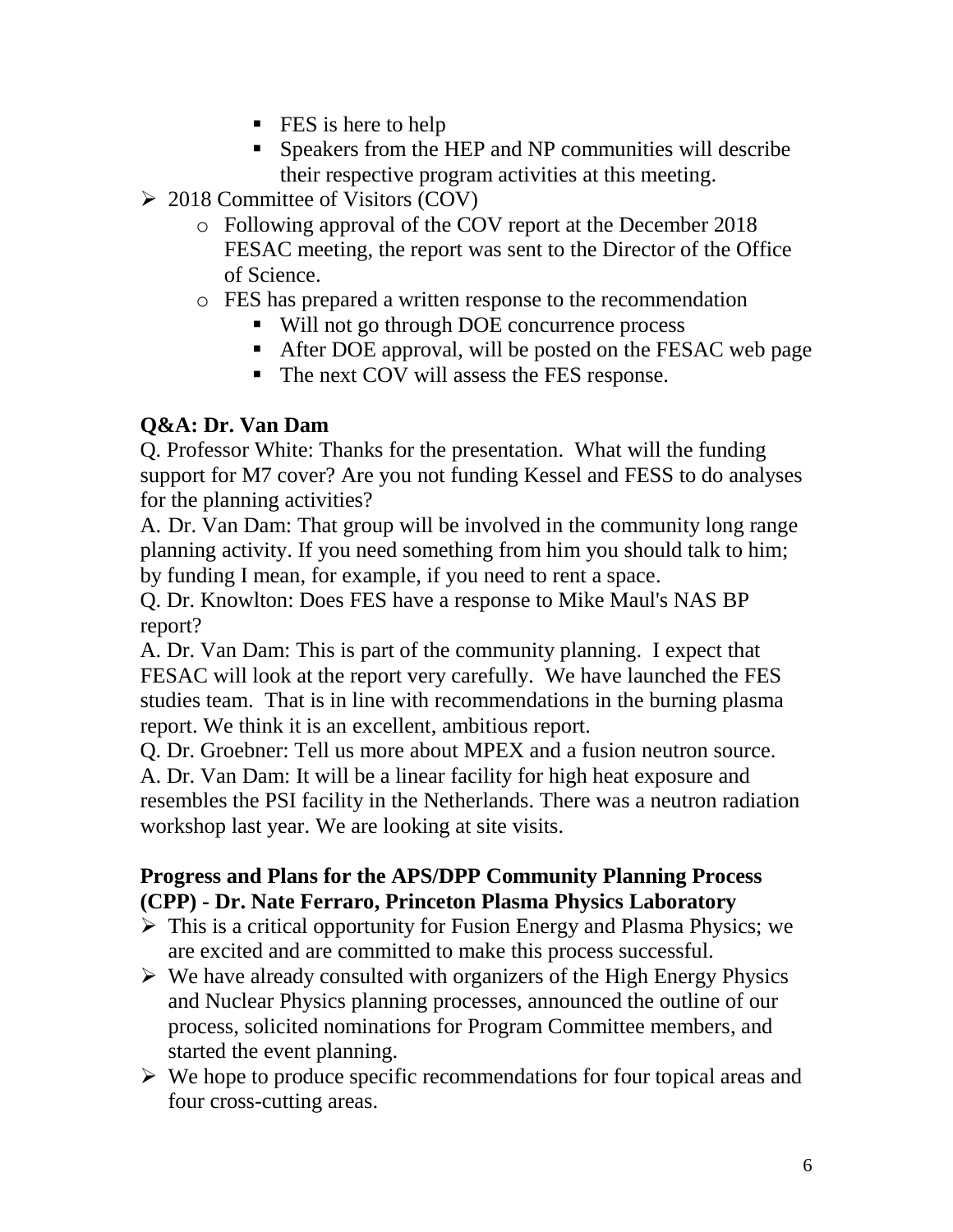- FES is here to help
    - Speakers from the HEP and NP communities will describe their respective program activities at this meeting.

- 2018 Committee of Visitors (COV)
  - Following approval of the COV report at the December 2018 FESAC meeting, the report was sent to the Director of the Office of Science.
  - FES has prepared a written response to the recommendation
    - Will not go through DOE concurrence process
    - After DOE approval, will be posted on the FESAC web page
    - The next COV will assess the FES response.

**Q&A: Dr. Van Dam**

Q. Professor White: Thanks for the presentation. What will the funding support for M7 cover? Are you not funding Kessel and FESS to do analyses for the planning activities?

A. Dr. Van Dam: That group will be involved in the community long range planning activity. If you need something from him you should talk to him; by funding I mean, for example, if you need to rent a space.

Q. Dr. Knowlton: Does FES have a response to Mike Maul's NAS BP report?

A. Dr. Van Dam: This is part of the community planning. I expect that FESAC will look at the report very carefully. We have launched the FES studies team. That is in line with recommendations in the burning plasma report. We think it is an excellent, ambitious report.

Q. Dr. Groebner: Tell us more about MPEX and a fusion neutron source.

A. Dr. Van Dam: It will be a linear facility for high heat exposure and resembles the PSI facility in the Netherlands. There was a neutron radiation workshop last year. We are looking at site visits.

**Progress and Plans for the APS/DPP Community Planning Process (CPP) - Dr. Nate Ferraro, Princeton Plasma Physics Laboratory**

- This is a critical opportunity for Fusion Energy and Plasma Physics; we are excited and are committed to make this process successful.
- We have already consulted with organizers of the High Energy Physics and Nuclear Physics planning processes, announced the outline of our process, solicited nominations for Program Committee members, and started the event planning.
- We hope to produce specific recommendations for four topical areas and four cross-cutting areas.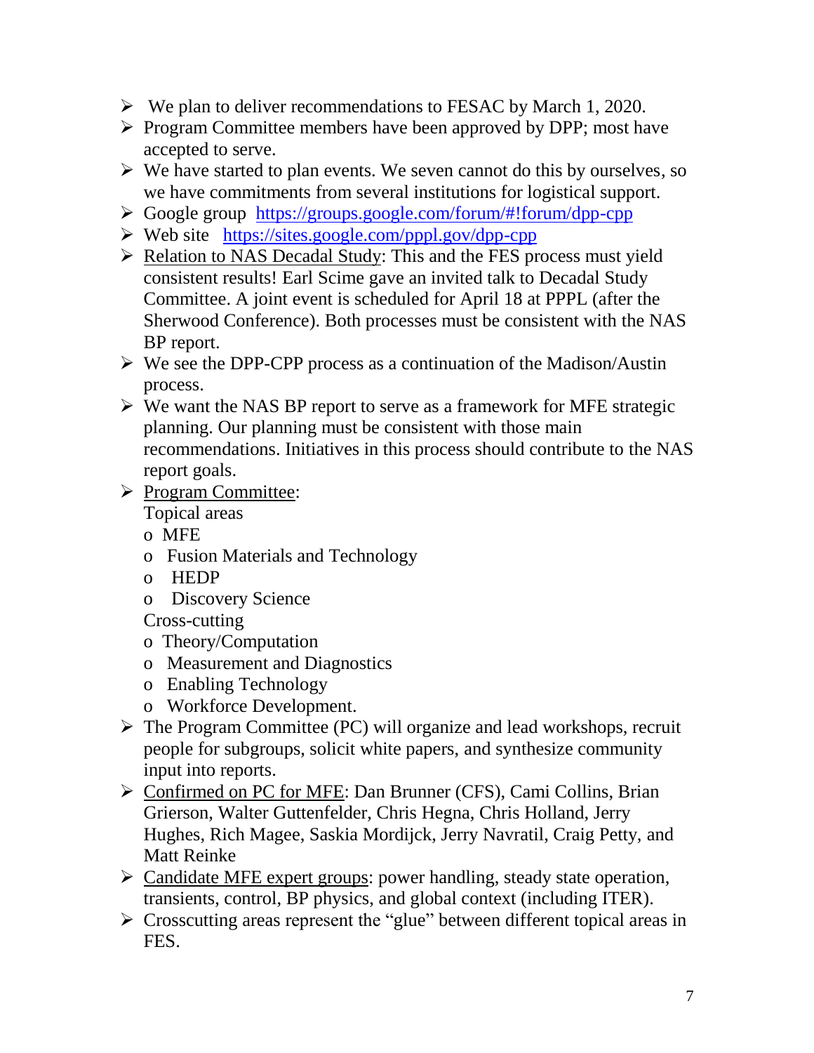- We plan to deliver recommendations to FESAC by March 1, 2020.
- Program Committee members have been approved by DPP; most have accepted to serve.
- We have started to plan events. We seven cannot do this by ourselves, so we have commitments from several institutions for logistical support.
- Google group https://groups.google.com/forum/#!forum/dpp-cpp
- Web site https://sites.google.com/pppl.gov/dpp-cpp
- Relation to NAS Decadal Study: This and the FES process must yield consistent results! Earl Scime gave an invited talk to Decadal Study Committee. A joint event is scheduled for April 18 at PPPL (after the Sherwood Conference). Both processes must be consistent with the NAS BP report.
- We see the DPP-CPP process as a continuation of the Madison/Austin process.
- We want the NAS BP report to serve as a framework for MFE strategic planning. Our planning must be consistent with those main recommendations. Initiatives in this process should contribute to the NAS report goals.
- Program Committee:

  Topical areas
  - MFE
  - Fusion Materials and Technology
  - HEDP
  - Discovery Science

  Cross-cutting
  - Theory/Computation
  - Measurement and Diagnostics
  - Enabling Technology
  - Workforce Development.
- The Program Committee (PC) will organize and lead workshops, recruit people for subgroups, solicit white papers, and synthesize community input into reports.
- Confirmed on PC for MFE: Dan Brunner (CFS), Cami Collins, Brian Grierson, Walter Guttenfelder, Chris Hegna, Chris Holland, Jerry Hughes, Rich Magee, Saskia Mordijck, Jerry Navratil, Craig Petty, and Matt Reinke
- Candidate MFE expert groups: power handling, steady state operation, transients, control, BP physics, and global context (including ITER).
- Crosscutting areas represent the "glue" between different topical areas in FES.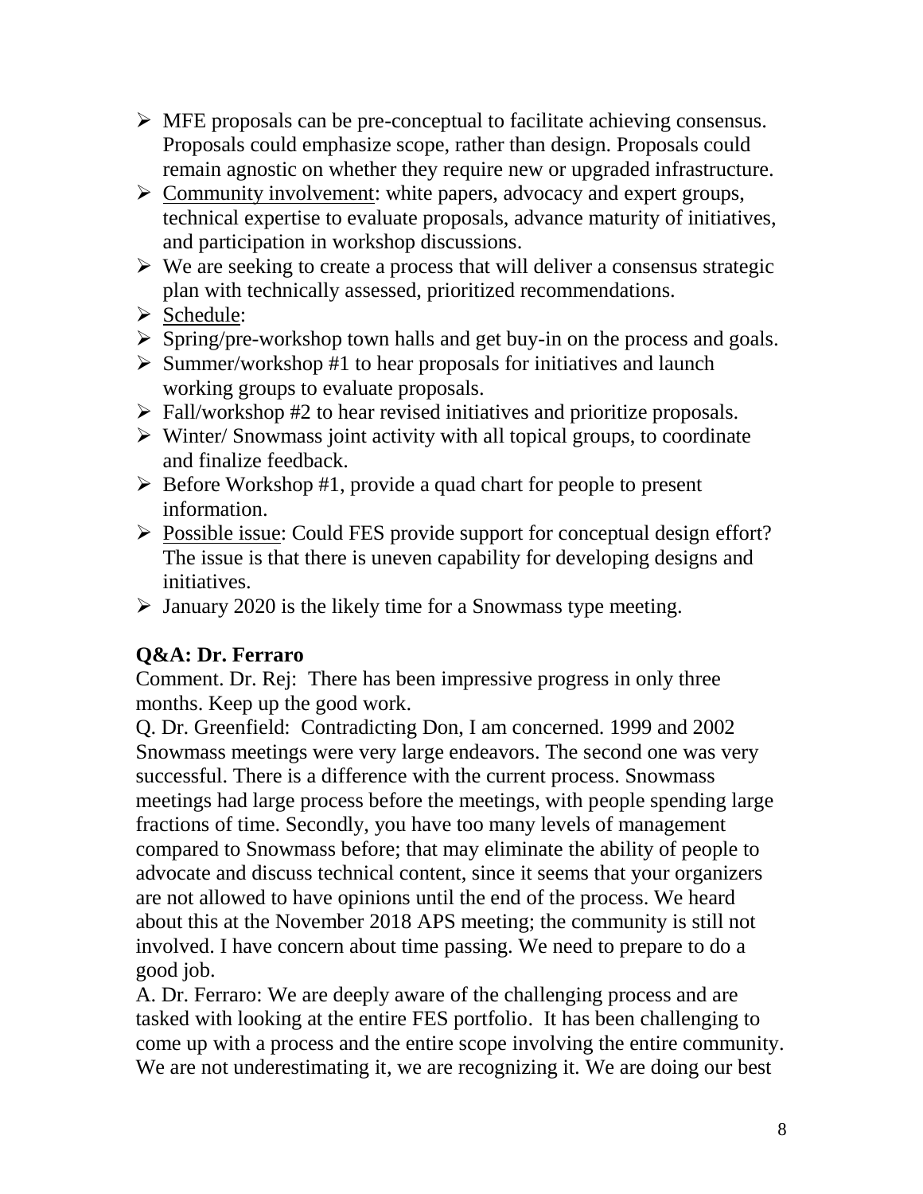- MFE proposals can be pre-conceptual to facilitate achieving consensus. Proposals could emphasize scope, rather than design. Proposals could remain agnostic on whether they require new or upgraded infrastructure.
- <u>Community involvement</u>: white papers, advocacy and expert groups, technical expertise to evaluate proposals, advance maturity of initiatives, and participation in workshop discussions.
- We are seeking to create a process that will deliver a consensus strategic plan with technically assessed, prioritized recommendations.
- <u>Schedule</u>:
- Spring/pre-workshop town halls and get buy-in on the process and goals.
- Summer/workshop #1 to hear proposals for initiatives and launch working groups to evaluate proposals.
- Fall/workshop #2 to hear revised initiatives and prioritize proposals.
- Winter/ Snowmass joint activity with all topical groups, to coordinate and finalize feedback.
- Before Workshop #1, provide a quad chart for people to present information.
- <u>Possible issue</u>: Could FES provide support for conceptual design effort? The issue is that there is uneven capability for developing designs and initiatives.
- January 2020 is the likely time for a Snowmass type meeting.

**Q&A: Dr. Ferraro**

Comment. Dr. Rej: There has been impressive progress in only three months. Keep up the good work.

Q. Dr. Greenfield: Contradicting Don, I am concerned. 1999 and 2002 Snowmass meetings were very large endeavors. The second one was very successful. There is a difference with the current process. Snowmass meetings had large process before the meetings, with people spending large fractions of time. Secondly, you have too many levels of management compared to Snowmass before; that may eliminate the ability of people to advocate and discuss technical content, since it seems that your organizers are not allowed to have opinions until the end of the process. We heard about this at the November 2018 APS meeting; the community is still not involved. I have concern about time passing. We need to prepare to do a good job.

A. Dr. Ferraro: We are deeply aware of the challenging process and are tasked with looking at the entire FES portfolio. It has been challenging to come up with a process and the entire scope involving the entire community. We are not underestimating it, we are recognizing it. We are doing our best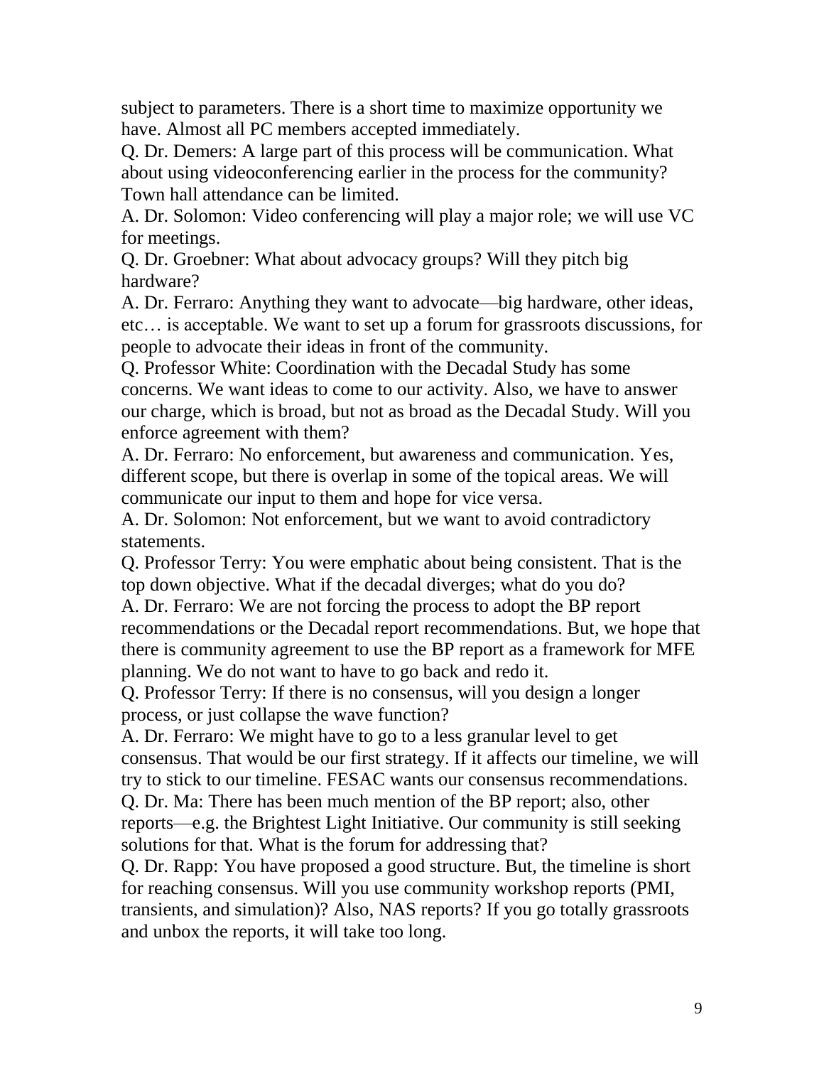subject to parameters. There is a short time to maximize opportunity we have. Almost all PC members accepted immediately.

Q. Dr. Demers: A large part of this process will be communication. What about using videoconferencing earlier in the process for the community? Town hall attendance can be limited.

A. Dr. Solomon: Video conferencing will play a major role; we will use VC for meetings.

Q. Dr. Groebner: What about advocacy groups? Will they pitch big hardware?

A. Dr. Ferraro: Anything they want to advocate—big hardware, other ideas, etc… is acceptable. We want to set up a forum for grassroots discussions, for people to advocate their ideas in front of the community.

Q. Professor White: Coordination with the Decadal Study has some concerns. We want ideas to come to our activity. Also, we have to answer our charge, which is broad, but not as broad as the Decadal Study. Will you enforce agreement with them?

A. Dr. Ferraro: No enforcement, but awareness and communication. Yes, different scope, but there is overlap in some of the topical areas. We will communicate our input to them and hope for vice versa.

A. Dr. Solomon: Not enforcement, but we want to avoid contradictory statements.

Q. Professor Terry: You were emphatic about being consistent. That is the top down objective. What if the decadal diverges; what do you do?

A. Dr. Ferraro: We are not forcing the process to adopt the BP report recommendations or the Decadal report recommendations. But, we hope that there is community agreement to use the BP report as a framework for MFE planning. We do not want to have to go back and redo it.

Q. Professor Terry: If there is no consensus, will you design a longer process, or just collapse the wave function?

A. Dr. Ferraro: We might have to go to a less granular level to get consensus. That would be our first strategy. If it affects our timeline, we will try to stick to our timeline. FESAC wants our consensus recommendations.

Q. Dr. Ma: There has been much mention of the BP report; also, other reports—e.g. the Brightest Light Initiative. Our community is still seeking solutions for that. What is the forum for addressing that?

Q. Dr. Rapp: You have proposed a good structure. But, the timeline is short for reaching consensus. Will you use community workshop reports (PMI, transients, and simulation)? Also, NAS reports? If you go totally grassroots and unbox the reports, it will take too long.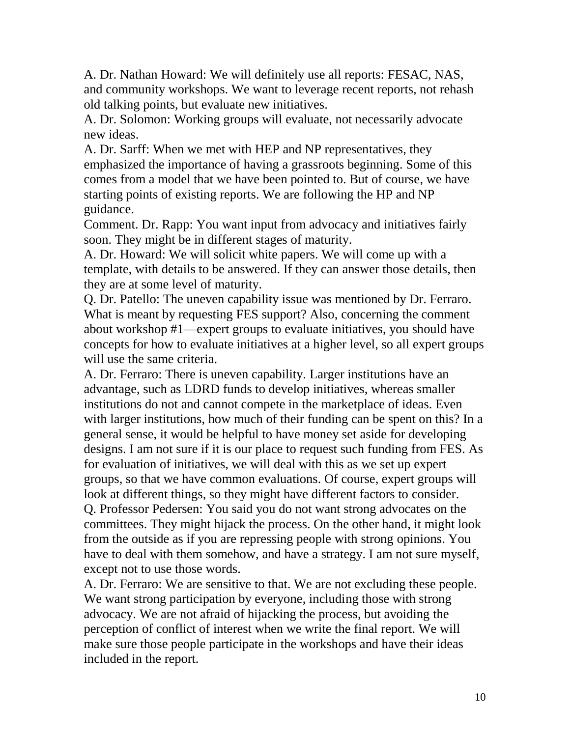A. Dr. Nathan Howard: We will definitely use all reports: FESAC, NAS, and community workshops. We want to leverage recent reports, not rehash old talking points, but evaluate new initiatives.

A. Dr. Solomon: Working groups will evaluate, not necessarily advocate new ideas.

A. Dr. Sarff: When we met with HEP and NP representatives, they emphasized the importance of having a grassroots beginning. Some of this comes from a model that we have been pointed to. But of course, we have starting points of existing reports. We are following the HP and NP guidance.

Comment. Dr. Rapp: You want input from advocacy and initiatives fairly soon. They might be in different stages of maturity.

A. Dr. Howard: We will solicit white papers. We will come up with a template, with details to be answered. If they can answer those details, then they are at some level of maturity.

Q. Dr. Patello: The uneven capability issue was mentioned by Dr. Ferraro. What is meant by requesting FES support? Also, concerning the comment about workshop #1—expert groups to evaluate initiatives, you should have concepts for how to evaluate initiatives at a higher level, so all expert groups will use the same criteria.

A. Dr. Ferraro: There is uneven capability. Larger institutions have an advantage, such as LDRD funds to develop initiatives, whereas smaller institutions do not and cannot compete in the marketplace of ideas. Even with larger institutions, how much of their funding can be spent on this? In a general sense, it would be helpful to have money set aside for developing designs. I am not sure if it is our place to request such funding from FES. As for evaluation of initiatives, we will deal with this as we set up expert groups, so that we have common evaluations. Of course, expert groups will look at different things, so they might have different factors to consider.

Q. Professor Pedersen: You said you do not want strong advocates on the committees. They might hijack the process. On the other hand, it might look from the outside as if you are repressing people with strong opinions. You have to deal with them somehow, and have a strategy. I am not sure myself, except not to use those words.

A. Dr. Ferraro: We are sensitive to that. We are not excluding these people. We want strong participation by everyone, including those with strong advocacy. We are not afraid of hijacking the process, but avoiding the perception of conflict of interest when we write the final report. We will make sure those people participate in the workshops and have their ideas included in the report.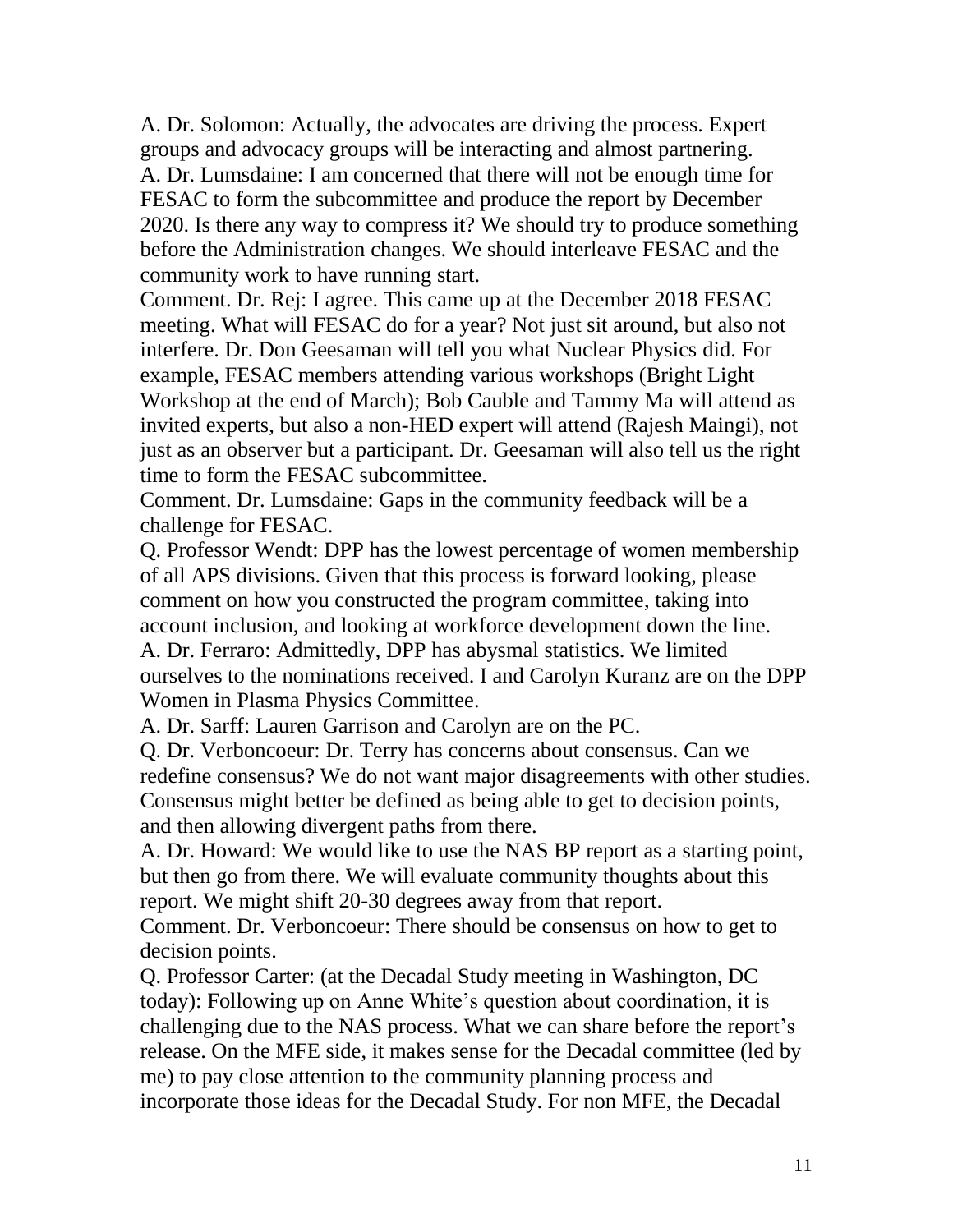A. Dr. Solomon: Actually, the advocates are driving the process. Expert groups and advocacy groups will be interacting and almost partnering.
A. Dr. Lumsdaine: I am concerned that there will not be enough time for FESAC to form the subcommittee and produce the report by December 2020. Is there any way to compress it? We should try to produce something before the Administration changes. We should interleave FESAC and the community work to have running start.
Comment. Dr. Rej: I agree. This came up at the December 2018 FESAC meeting. What will FESAC do for a year? Not just sit around, but also not interfere. Dr. Don Geesaman will tell you what Nuclear Physics did. For example, FESAC members attending various workshops (Bright Light Workshop at the end of March); Bob Cauble and Tammy Ma will attend as invited experts, but also a non-HED expert will attend (Rajesh Maingi), not just as an observer but a participant. Dr. Geesaman will also tell us the right time to form the FESAC subcommittee.
Comment. Dr. Lumsdaine: Gaps in the community feedback will be a challenge for FESAC.
Q. Professor Wendt: DPP has the lowest percentage of women membership of all APS divisions. Given that this process is forward looking, please comment on how you constructed the program committee, taking into account inclusion, and looking at workforce development down the line.
A. Dr. Ferraro: Admittedly, DPP has abysmal statistics. We limited ourselves to the nominations received. I and Carolyn Kuranz are on the DPP Women in Plasma Physics Committee.
A. Dr. Sarff: Lauren Garrison and Carolyn are on the PC.
Q. Dr. Verboncoeur: Dr. Terry has concerns about consensus. Can we redefine consensus? We do not want major disagreements with other studies. Consensus might better be defined as being able to get to decision points, and then allowing divergent paths from there.
A. Dr. Howard: We would like to use the NAS BP report as a starting point, but then go from there. We will evaluate community thoughts about this report. We might shift 20-30 degrees away from that report.
Comment. Dr. Verboncoeur: There should be consensus on how to get to decision points.
Q. Professor Carter: (at the Decadal Study meeting in Washington, DC today): Following up on Anne White's question about coordination, it is challenging due to the NAS process. What we can share before the report's release. On the MFE side, it makes sense for the Decadal committee (led by me) to pay close attention to the community planning process and incorporate those ideas for the Decadal Study. For non MFE, the Decadal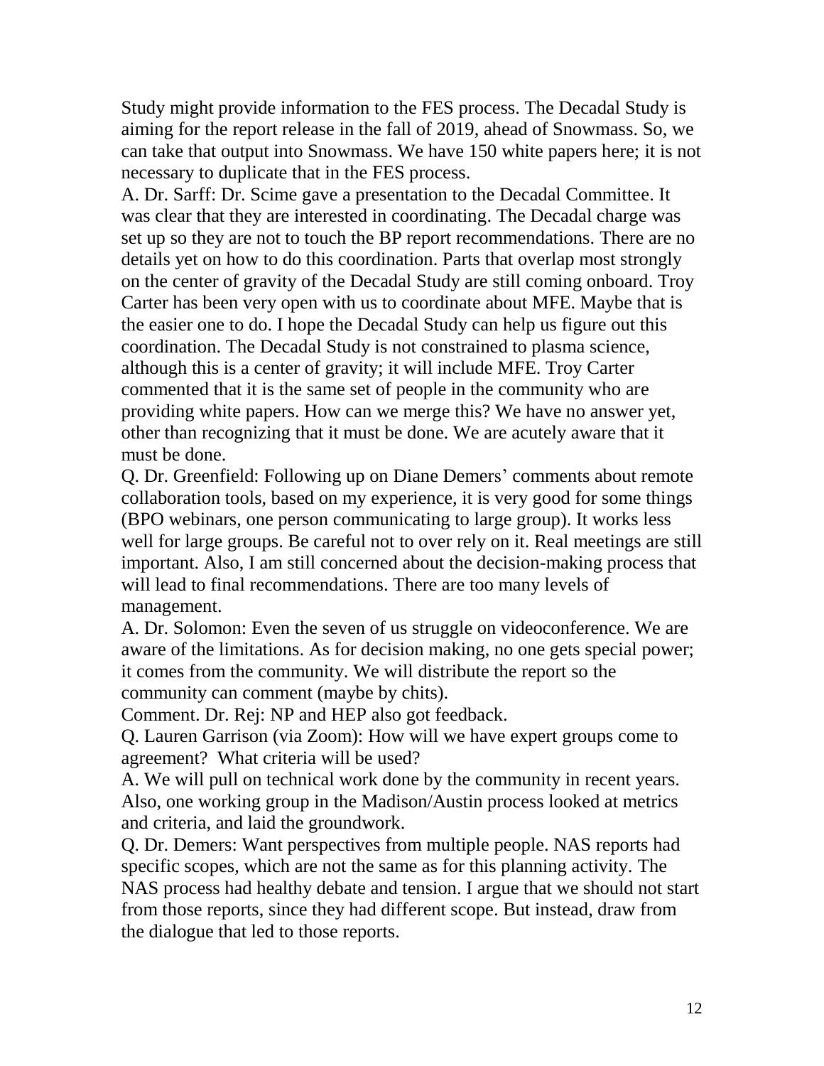Study might provide information to the FES process. The Decadal Study is aiming for the report release in the fall of 2019, ahead of Snowmass. So, we can take that output into Snowmass. We have 150 white papers here; it is not necessary to duplicate that in the FES process.

A. Dr. Sarff: Dr. Scime gave a presentation to the Decadal Committee. It was clear that they are interested in coordinating. The Decadal charge was set up so they are not to touch the BP report recommendations. There are no details yet on how to do this coordination. Parts that overlap most strongly on the center of gravity of the Decadal Study are still coming onboard. Troy Carter has been very open with us to coordinate about MFE. Maybe that is the easier one to do. I hope the Decadal Study can help us figure out this coordination. The Decadal Study is not constrained to plasma science, although this is a center of gravity; it will include MFE. Troy Carter commented that it is the same set of people in the community who are providing white papers. How can we merge this? We have no answer yet, other than recognizing that it must be done. We are acutely aware that it must be done.

Q. Dr. Greenfield: Following up on Diane Demers' comments about remote collaboration tools, based on my experience, it is very good for some things (BPO webinars, one person communicating to large group). It works less well for large groups. Be careful not to over rely on it. Real meetings are still important. Also, I am still concerned about the decision-making process that will lead to final recommendations. There are too many levels of management.

A. Dr. Solomon: Even the seven of us struggle on videoconference. We are aware of the limitations. As for decision making, no one gets special power; it comes from the community. We will distribute the report so the community can comment (maybe by chits).

Comment. Dr. Rej: NP and HEP also got feedback.

Q. Lauren Garrison (via Zoom): How will we have expert groups come to agreement? What criteria will be used?

A. We will pull on technical work done by the community in recent years. Also, one working group in the Madison/Austin process looked at metrics and criteria, and laid the groundwork.

Q. Dr. Demers: Want perspectives from multiple people. NAS reports had specific scopes, which are not the same as for this planning activity. The NAS process had healthy debate and tension. I argue that we should not start from those reports, since they had different scope. But instead, draw from the dialogue that led to those reports.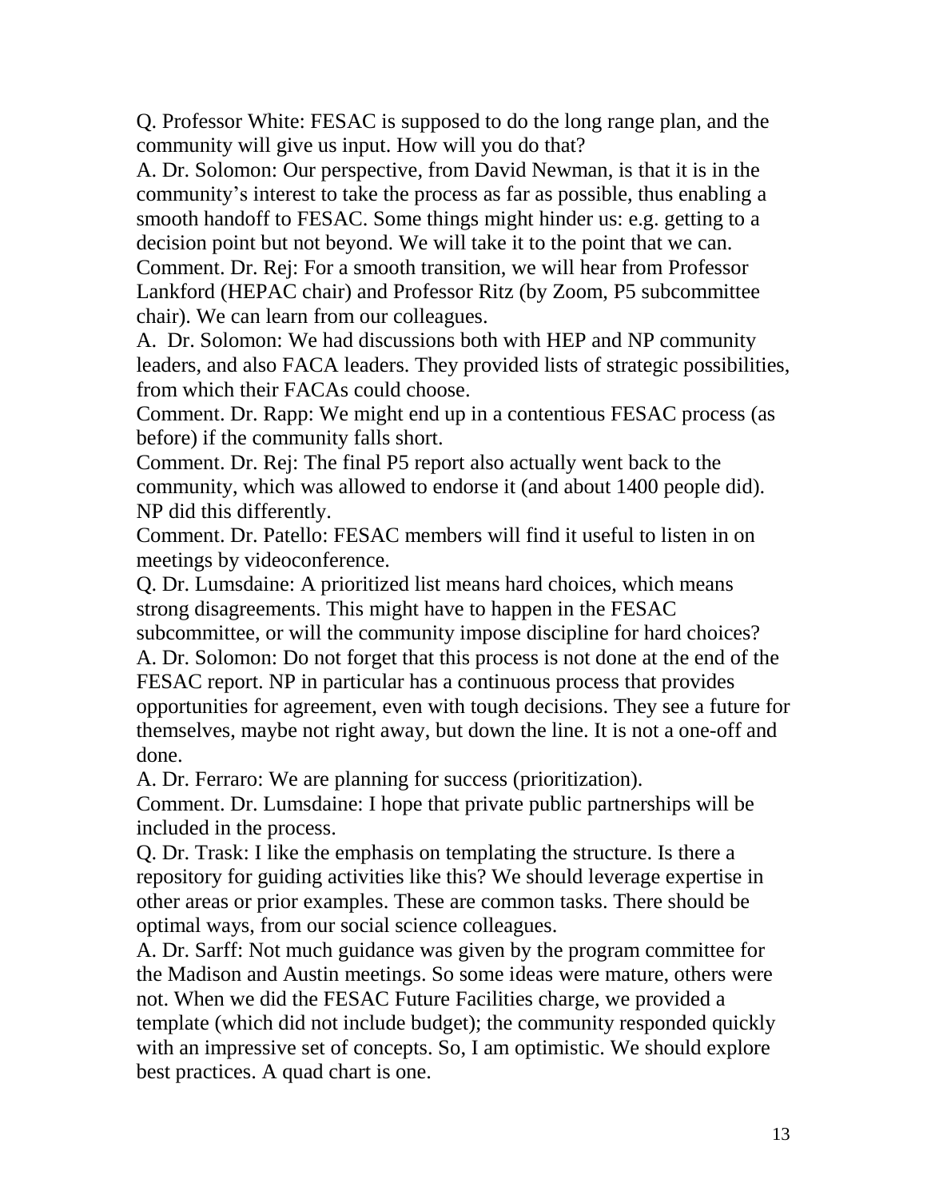Q. Professor White: FESAC is supposed to do the long range plan, and the community will give us input. How will you do that?

A. Dr. Solomon: Our perspective, from David Newman, is that it is in the community's interest to take the process as far as possible, thus enabling a smooth handoff to FESAC. Some things might hinder us: e.g. getting to a decision point but not beyond. We will take it to the point that we can.

Comment. Dr. Rej: For a smooth transition, we will hear from Professor Lankford (HEPAC chair) and Professor Ritz (by Zoom, P5 subcommittee chair). We can learn from our colleagues.

A. Dr. Solomon: We had discussions both with HEP and NP community leaders, and also FACA leaders. They provided lists of strategic possibilities, from which their FACAs could choose.

Comment. Dr. Rapp: We might end up in a contentious FESAC process (as before) if the community falls short.

Comment. Dr. Rej: The final P5 report also actually went back to the community, which was allowed to endorse it (and about 1400 people did). NP did this differently.

Comment. Dr. Patello: FESAC members will find it useful to listen in on meetings by videoconference.

Q. Dr. Lumsdaine: A prioritized list means hard choices, which means strong disagreements. This might have to happen in the FESAC subcommittee, or will the community impose discipline for hard choices?

A. Dr. Solomon: Do not forget that this process is not done at the end of the FESAC report. NP in particular has a continuous process that provides opportunities for agreement, even with tough decisions. They see a future for themselves, maybe not right away, but down the line. It is not a one-off and done.

A. Dr. Ferraro: We are planning for success (prioritization).

Comment. Dr. Lumsdaine: I hope that private public partnerships will be included in the process.

Q. Dr. Trask: I like the emphasis on templating the structure. Is there a repository for guiding activities like this? We should leverage expertise in other areas or prior examples. These are common tasks. There should be optimal ways, from our social science colleagues.

A. Dr. Sarff: Not much guidance was given by the program committee for the Madison and Austin meetings. So some ideas were mature, others were not. When we did the FESAC Future Facilities charge, we provided a template (which did not include budget); the community responded quickly with an impressive set of concepts. So, I am optimistic. We should explore best practices. A quad chart is one.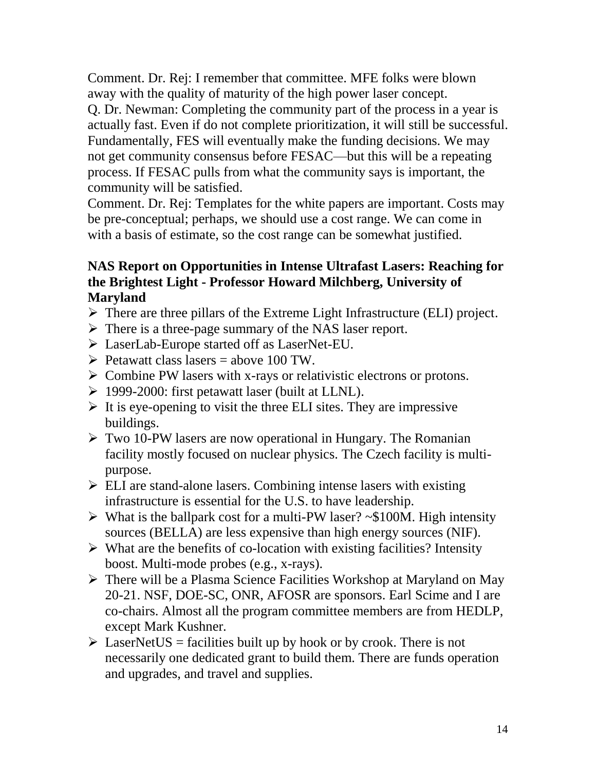Comment. Dr. Rej: I remember that committee. MFE folks were blown away with the quality of maturity of the high power laser concept.

Q. Dr. Newman: Completing the community part of the process in a year is actually fast. Even if do not complete prioritization, it will still be successful. Fundamentally, FES will eventually make the funding decisions. We may not get community consensus before FESAC—but this will be a repeating process. If FESAC pulls from what the community says is important, the community will be satisfied.

Comment. Dr. Rej: Templates for the white papers are important. Costs may be pre-conceptual; perhaps, we should use a cost range. We can come in with a basis of estimate, so the cost range can be somewhat justified.

**NAS Report on Opportunities in Intense Ultrafast Lasers: Reaching for the Brightest Light - Professor Howard Milchberg, University of Maryland**

- There are three pillars of the Extreme Light Infrastructure (ELI) project.
- There is a three-page summary of the NAS laser report.
- LaserLab-Europe started off as LaserNet-EU.
- Petawatt class lasers = above 100 TW.
- Combine PW lasers with x-rays or relativistic electrons or protons.
- 1999-2000: first petawatt laser (built at LLNL).
- It is eye-opening to visit the three ELI sites. They are impressive buildings.
- Two 10-PW lasers are now operational in Hungary. The Romanian facility mostly focused on nuclear physics. The Czech facility is multi-purpose.
- ELI are stand-alone lasers. Combining intense lasers with existing infrastructure is essential for the U.S. to have leadership.
- What is the ballpark cost for a multi-PW laser? ~$100M. High intensity sources (BELLA) are less expensive than high energy sources (NIF).
- What are the benefits of co-location with existing facilities? Intensity boost. Multi-mode probes (e.g., x-rays).
- There will be a Plasma Science Facilities Workshop at Maryland on May 20-21. NSF, DOE-SC, ONR, AFOSR are sponsors. Earl Scime and I are co-chairs. Almost all the program committee members are from HEDLP, except Mark Kushner.
- LaserNetUS = facilities built up by hook or by crook. There is not necessarily one dedicated grant to build them. There are funds operation and upgrades, and travel and supplies.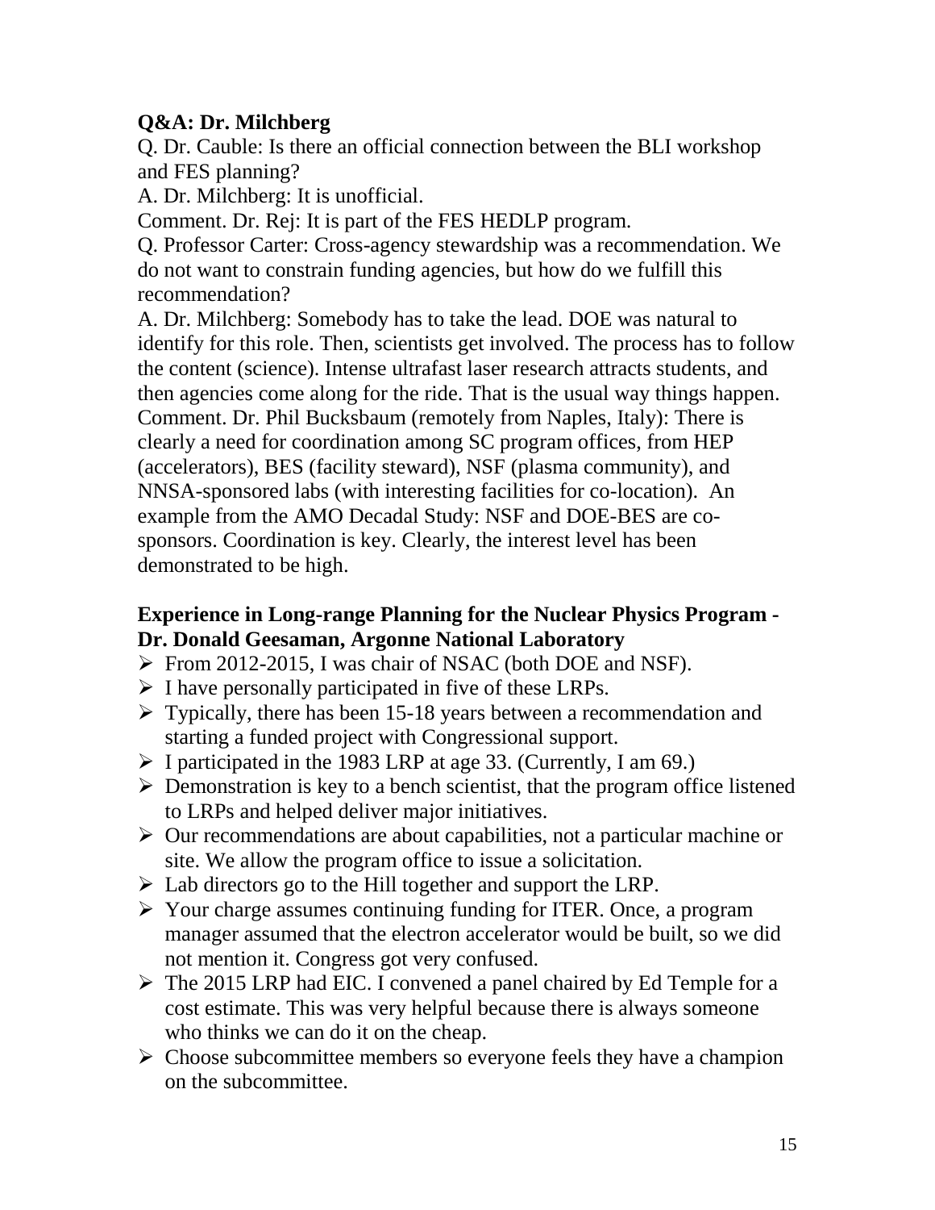**Q&A: Dr. Milchberg**

Q. Dr. Cauble: Is there an official connection between the BLI workshop and FES planning?

A. Dr. Milchberg: It is unofficial.

Comment. Dr. Rej: It is part of the FES HEDLP program.

Q. Professor Carter: Cross-agency stewardship was a recommendation. We do not want to constrain funding agencies, but how do we fulfill this recommendation?

A. Dr. Milchberg: Somebody has to take the lead. DOE was natural to identify for this role. Then, scientists get involved. The process has to follow the content (science). Intense ultrafast laser research attracts students, and then agencies come along for the ride. That is the usual way things happen.

Comment. Dr. Phil Bucksbaum (remotely from Naples, Italy): There is clearly a need for coordination among SC program offices, from HEP (accelerators), BES (facility steward), NSF (plasma community), and NNSA-sponsored labs (with interesting facilities for co-location). An example from the AMO Decadal Study: NSF and DOE-BES are co-sponsors. Coordination is key. Clearly, the interest level has been demonstrated to be high.

**Experience in Long-range Planning for the Nuclear Physics Program - Dr. Donald Geesaman, Argonne National Laboratory**

- From 2012-2015, I was chair of NSAC (both DOE and NSF).
- I have personally participated in five of these LRPs.
- Typically, there has been 15-18 years between a recommendation and starting a funded project with Congressional support.
- I participated in the 1983 LRP at age 33. (Currently, I am 69.)
- Demonstration is key to a bench scientist, that the program office listened to LRPs and helped deliver major initiatives.
- Our recommendations are about capabilities, not a particular machine or site. We allow the program office to issue a solicitation.
- Lab directors go to the Hill together and support the LRP.
- Your charge assumes continuing funding for ITER. Once, a program manager assumed that the electron accelerator would be built, so we did not mention it. Congress got very confused.
- The 2015 LRP had EIC. I convened a panel chaired by Ed Temple for a cost estimate. This was very helpful because there is always someone who thinks we can do it on the cheap.
- Choose subcommittee members so everyone feels they have a champion on the subcommittee.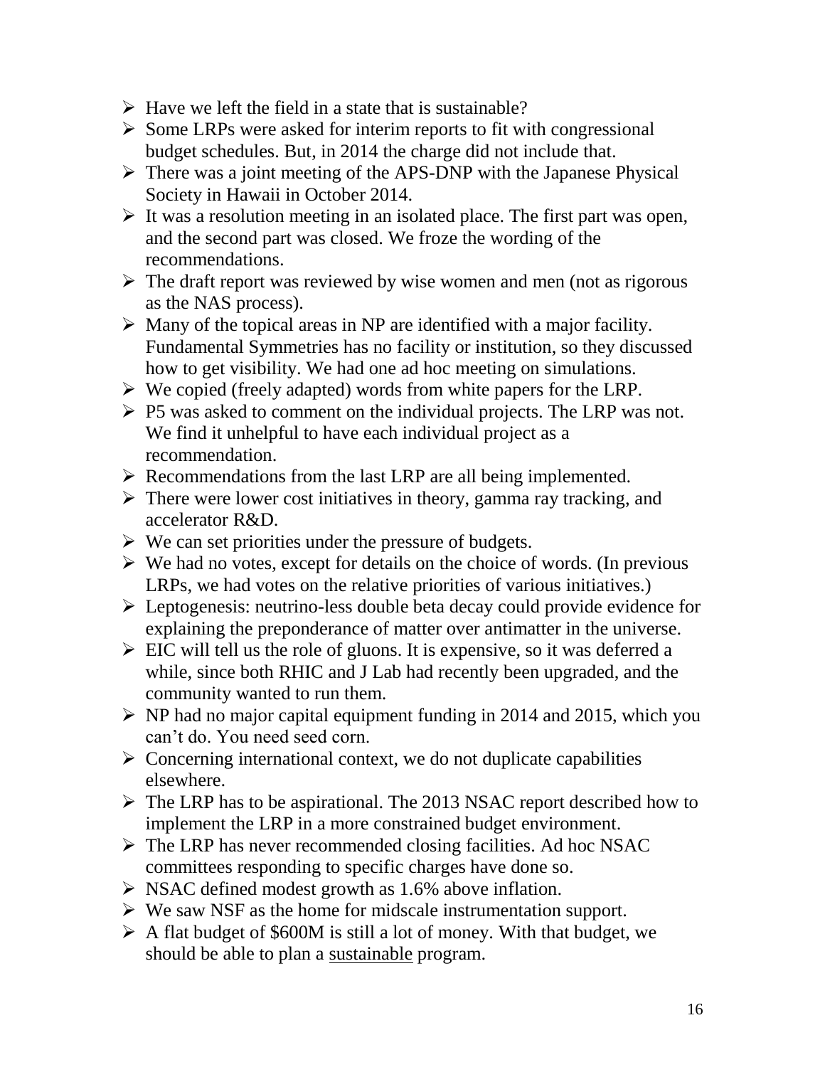- Have we left the field in a state that is sustainable?
- Some LRPs were asked for interim reports to fit with congressional budget schedules. But, in 2014 the charge did not include that.
- There was a joint meeting of the APS-DNP with the Japanese Physical Society in Hawaii in October 2014.
- It was a resolution meeting in an isolated place. The first part was open, and the second part was closed. We froze the wording of the recommendations.
- The draft report was reviewed by wise women and men (not as rigorous as the NAS process).
- Many of the topical areas in NP are identified with a major facility. Fundamental Symmetries has no facility or institution, so they discussed how to get visibility. We had one ad hoc meeting on simulations.
- We copied (freely adapted) words from white papers for the LRP.
- P5 was asked to comment on the individual projects. The LRP was not. We find it unhelpful to have each individual project as a recommendation.
- Recommendations from the last LRP are all being implemented.
- There were lower cost initiatives in theory, gamma ray tracking, and accelerator R&D.
- We can set priorities under the pressure of budgets.
- We had no votes, except for details on the choice of words. (In previous LRPs, we had votes on the relative priorities of various initiatives.)
- Leptogenesis: neutrino-less double beta decay could provide evidence for explaining the preponderance of matter over antimatter in the universe.
- EIC will tell us the role of gluons. It is expensive, so it was deferred a while, since both RHIC and J Lab had recently been upgraded, and the community wanted to run them.
- NP had no major capital equipment funding in 2014 and 2015, which you can't do. You need seed corn.
- Concerning international context, we do not duplicate capabilities elsewhere.
- The LRP has to be aspirational. The 2013 NSAC report described how to implement the LRP in a more constrained budget environment.
- The LRP has never recommended closing facilities. Ad hoc NSAC committees responding to specific charges have done so.
- NSAC defined modest growth as 1.6% above inflation.
- We saw NSF as the home for midscale instrumentation support.
- A flat budget of $600M is still a lot of money. With that budget, we should be able to plan a <u>sustainable</u> program.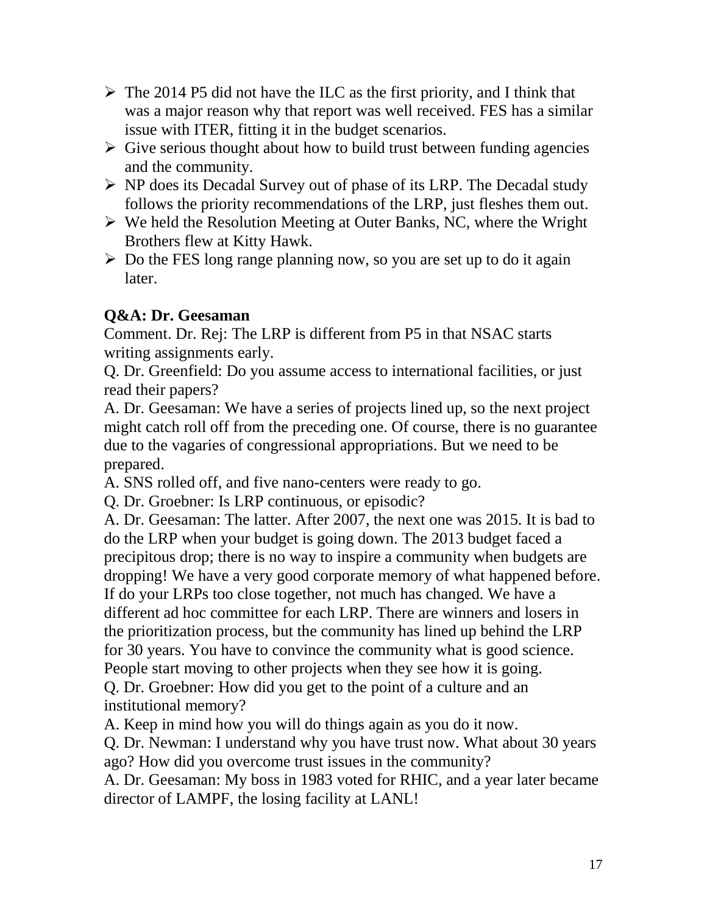- The 2014 P5 did not have the ILC as the first priority, and I think that was a major reason why that report was well received. FES has a similar issue with ITER, fitting it in the budget scenarios.
- Give serious thought about how to build trust between funding agencies and the community.
- NP does its Decadal Survey out of phase of its LRP. The Decadal study follows the priority recommendations of the LRP, just fleshes them out.
- We held the Resolution Meeting at Outer Banks, NC, where the Wright Brothers flew at Kitty Hawk.
- Do the FES long range planning now, so you are set up to do it again later.

**Q&A: Dr. Geesaman**

Comment. Dr. Rej: The LRP is different from P5 in that NSAC starts writing assignments early.

Q. Dr. Greenfield: Do you assume access to international facilities, or just read their papers?

A. Dr. Geesaman: We have a series of projects lined up, so the next project might catch roll off from the preceding one. Of course, there is no guarantee due to the vagaries of congressional appropriations. But we need to be prepared.

A. SNS rolled off, and five nano-centers were ready to go.

Q. Dr. Groebner: Is LRP continuous, or episodic?

A. Dr. Geesaman: The latter. After 2007, the next one was 2015. It is bad to do the LRP when your budget is going down. The 2013 budget faced a precipitous drop; there is no way to inspire a community when budgets are dropping! We have a very good corporate memory of what happened before. If do your LRPs too close together, not much has changed. We have a different ad hoc committee for each LRP. There are winners and losers in the prioritization process, but the community has lined up behind the LRP for 30 years. You have to convince the community what is good science. People start moving to other projects when they see how it is going.

Q. Dr. Groebner: How did you get to the point of a culture and an institutional memory?

A. Keep in mind how you will do things again as you do it now.

Q. Dr. Newman: I understand why you have trust now. What about 30 years ago? How did you overcome trust issues in the community?

A. Dr. Geesaman: My boss in 1983 voted for RHIC, and a year later became director of LAMPF, the losing facility at LANL!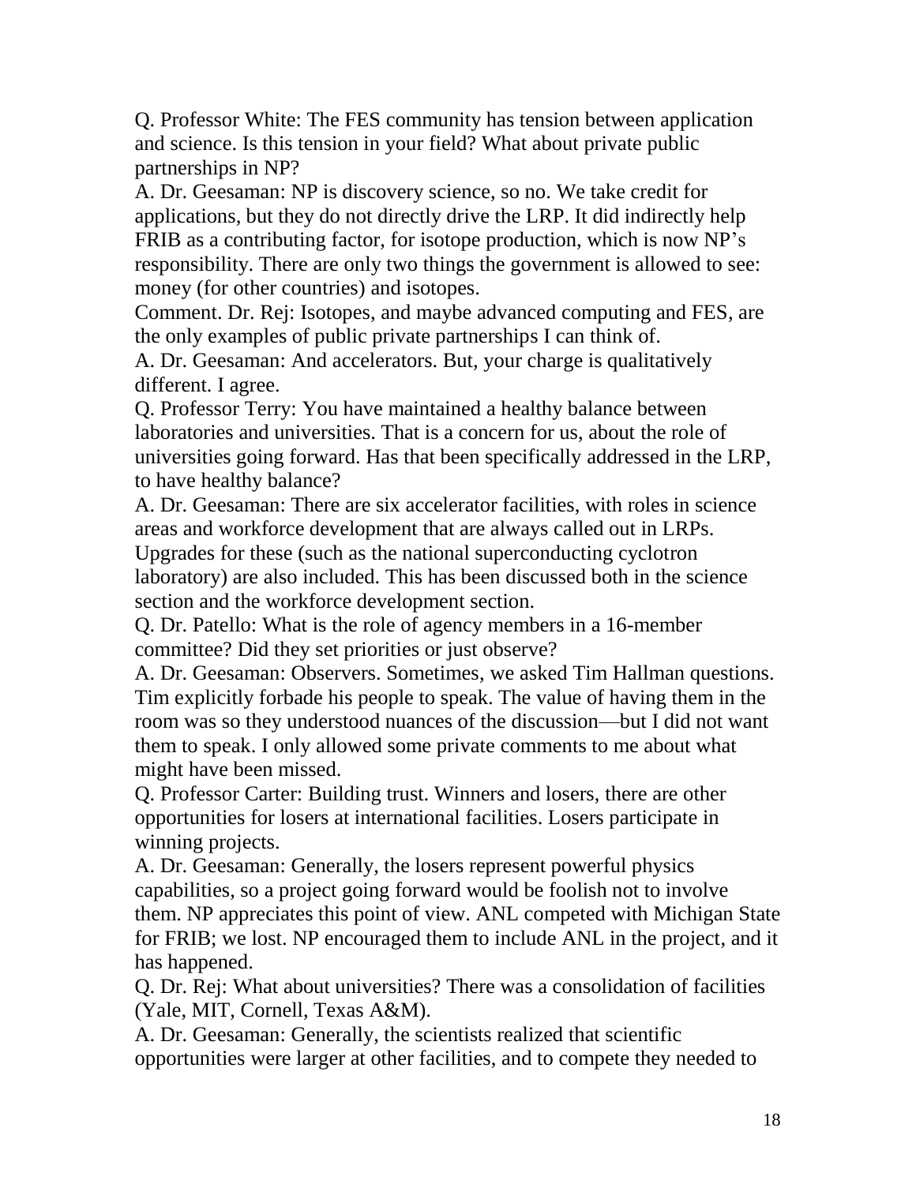Q. Professor White: The FES community has tension between application and science. Is this tension in your field? What about private public partnerships in NP?

A. Dr. Geesaman: NP is discovery science, so no. We take credit for applications, but they do not directly drive the LRP. It did indirectly help FRIB as a contributing factor, for isotope production, which is now NP's responsibility. There are only two things the government is allowed to see: money (for other countries) and isotopes.

Comment. Dr. Rej: Isotopes, and maybe advanced computing and FES, are the only examples of public private partnerships I can think of.

A. Dr. Geesaman: And accelerators. But, your charge is qualitatively different. I agree.

Q. Professor Terry: You have maintained a healthy balance between laboratories and universities. That is a concern for us, about the role of universities going forward. Has that been specifically addressed in the LRP, to have healthy balance?

A. Dr. Geesaman: There are six accelerator facilities, with roles in science areas and workforce development that are always called out in LRPs. Upgrades for these (such as the national superconducting cyclotron laboratory) are also included. This has been discussed both in the science section and the workforce development section.

Q. Dr. Patello: What is the role of agency members in a 16-member committee? Did they set priorities or just observe?

A. Dr. Geesaman: Observers. Sometimes, we asked Tim Hallman questions. Tim explicitly forbade his people to speak. The value of having them in the room was so they understood nuances of the discussion—but I did not want them to speak. I only allowed some private comments to me about what might have been missed.

Q. Professor Carter: Building trust. Winners and losers, there are other opportunities for losers at international facilities. Losers participate in winning projects.

A. Dr. Geesaman: Generally, the losers represent powerful physics capabilities, so a project going forward would be foolish not to involve them. NP appreciates this point of view. ANL competed with Michigan State for FRIB; we lost. NP encouraged them to include ANL in the project, and it has happened.

Q. Dr. Rej: What about universities? There was a consolidation of facilities (Yale, MIT, Cornell, Texas A&M).

A. Dr. Geesaman: Generally, the scientists realized that scientific opportunities were larger at other facilities, and to compete they needed to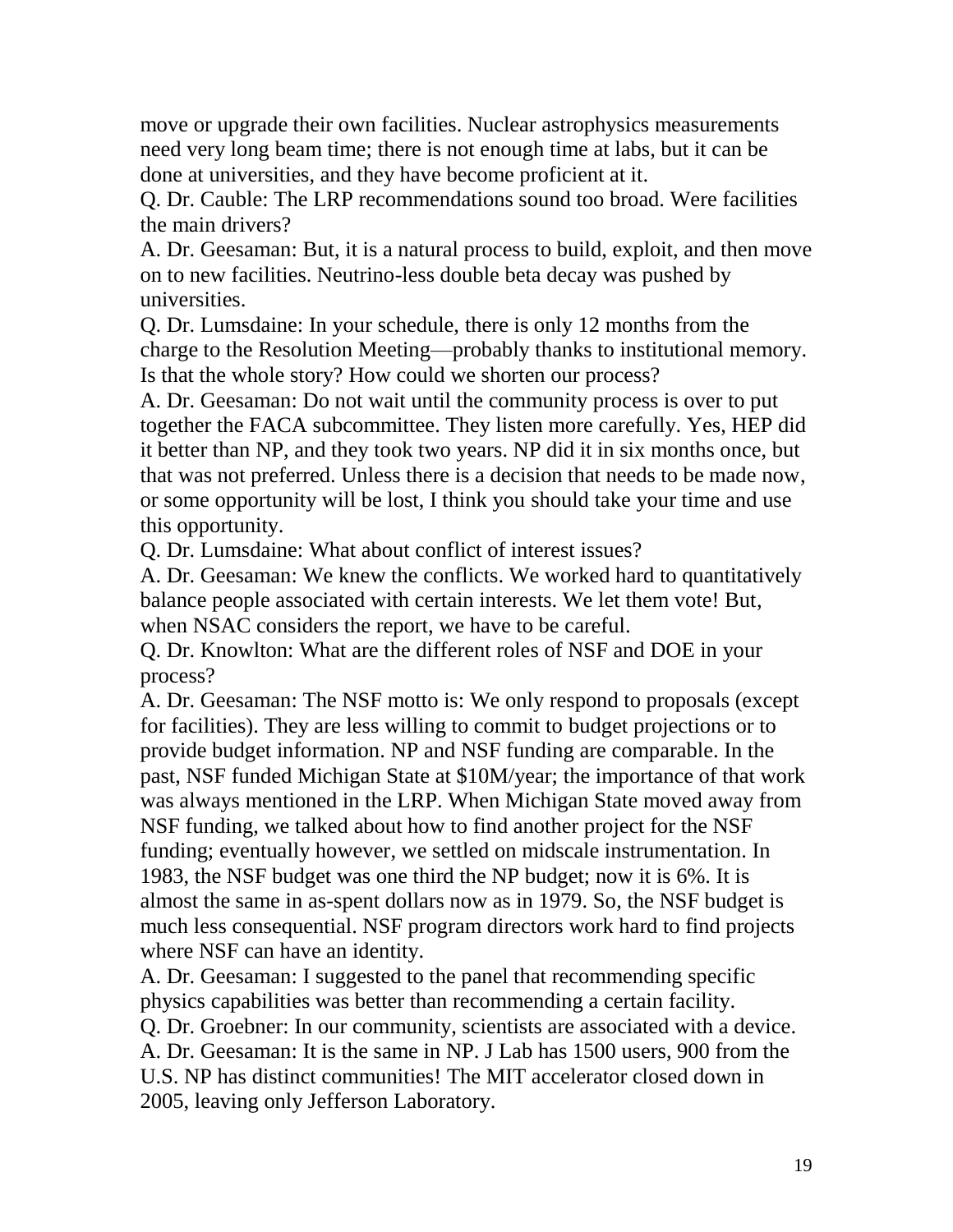move or upgrade their own facilities. Nuclear astrophysics measurements need very long beam time; there is not enough time at labs, but it can be done at universities, and they have become proficient at it.

Q. Dr. Cauble: The LRP recommendations sound too broad. Were facilities the main drivers?

A. Dr. Geesaman: But, it is a natural process to build, exploit, and then move on to new facilities. Neutrino-less double beta decay was pushed by universities.

Q. Dr. Lumsdaine: In your schedule, there is only 12 months from the charge to the Resolution Meeting—probably thanks to institutional memory. Is that the whole story? How could we shorten our process?

A. Dr. Geesaman: Do not wait until the community process is over to put together the FACA subcommittee. They listen more carefully. Yes, HEP did it better than NP, and they took two years. NP did it in six months once, but that was not preferred. Unless there is a decision that needs to be made now, or some opportunity will be lost, I think you should take your time and use this opportunity.

Q. Dr. Lumsdaine: What about conflict of interest issues?

A. Dr. Geesaman: We knew the conflicts. We worked hard to quantitatively balance people associated with certain interests. We let them vote! But, when NSAC considers the report, we have to be careful.

Q. Dr. Knowlton: What are the different roles of NSF and DOE in your process?

A. Dr. Geesaman: The NSF motto is: We only respond to proposals (except for facilities). They are less willing to commit to budget projections or to provide budget information. NP and NSF funding are comparable. In the past, NSF funded Michigan State at \$10M/year; the importance of that work was always mentioned in the LRP. When Michigan State moved away from NSF funding, we talked about how to find another project for the NSF funding; eventually however, we settled on midscale instrumentation. In 1983, the NSF budget was one third the NP budget; now it is 6%. It is almost the same in as-spent dollars now as in 1979. So, the NSF budget is much less consequential. NSF program directors work hard to find projects where NSF can have an identity.

A. Dr. Geesaman: I suggested to the panel that recommending specific physics capabilities was better than recommending a certain facility.

Q. Dr. Groebner: In our community, scientists are associated with a device.

A. Dr. Geesaman: It is the same in NP. J Lab has 1500 users, 900 from the U.S. NP has distinct communities! The MIT accelerator closed down in 2005, leaving only Jefferson Laboratory.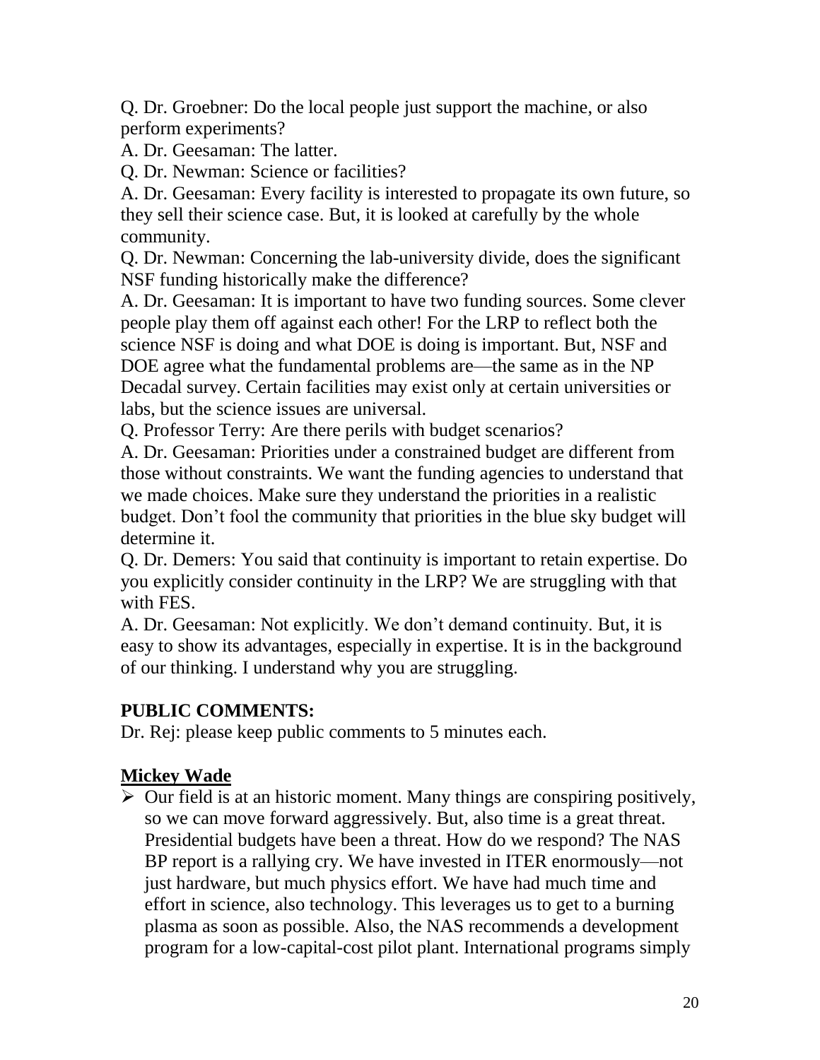Q. Dr. Groebner: Do the local people just support the machine, or also perform experiments?

A. Dr. Geesaman: The latter.

Q. Dr. Newman: Science or facilities?

A. Dr. Geesaman: Every facility is interested to propagate its own future, so they sell their science case. But, it is looked at carefully by the whole community.

Q. Dr. Newman: Concerning the lab-university divide, does the significant NSF funding historically make the difference?

A. Dr. Geesaman: It is important to have two funding sources. Some clever people play them off against each other! For the LRP to reflect both the science NSF is doing and what DOE is doing is important. But, NSF and DOE agree what the fundamental problems are—the same as in the NP Decadal survey. Certain facilities may exist only at certain universities or labs, but the science issues are universal.

Q. Professor Terry: Are there perils with budget scenarios?

A. Dr. Geesaman: Priorities under a constrained budget are different from those without constraints. We want the funding agencies to understand that we made choices. Make sure they understand the priorities in a realistic budget. Don't fool the community that priorities in the blue sky budget will determine it.

Q. Dr. Demers: You said that continuity is important to retain expertise. Do you explicitly consider continuity in the LRP? We are struggling with that with FES.

A. Dr. Geesaman: Not explicitly. We don't demand continuity. But, it is easy to show its advantages, especially in expertise. It is in the background of our thinking. I understand why you are struggling.

## PUBLIC COMMENTS:

Dr. Rej: please keep public comments to 5 minutes each.

### Mickey Wade

- Our field is at an historic moment. Many things are conspiring positively, so we can move forward aggressively. But, also time is a great threat. Presidential budgets have been a threat. How do we respond? The NAS BP report is a rallying cry. We have invested in ITER enormously—not just hardware, but much physics effort. We have had much time and effort in science, also technology. This leverages us to get to a burning plasma as soon as possible. Also, the NAS recommends a development program for a low-capital-cost pilot plant. International programs simply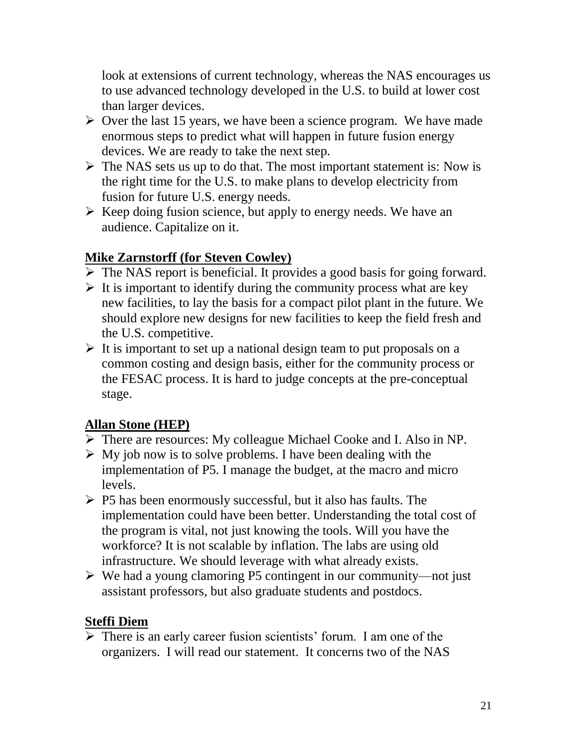look at extensions of current technology, whereas the NAS encourages us to use advanced technology developed in the U.S. to build at lower cost than larger devices.

- Over the last 15 years, we have been a science program. We have made enormous steps to predict what will happen in future fusion energy devices. We are ready to take the next step.
- The NAS sets us up to do that. The most important statement is: Now is the right time for the U.S. to make plans to develop electricity from fusion for future U.S. energy needs.
- Keep doing fusion science, but apply to energy needs. We have an audience. Capitalize on it.

**Mike Zarnstorff (for Steven Cowley)**

- The NAS report is beneficial. It provides a good basis for going forward.
- It is important to identify during the community process what are key new facilities, to lay the basis for a compact pilot plant in the future. We should explore new designs for new facilities to keep the field fresh and the U.S. competitive.
- It is important to set up a national design team to put proposals on a common costing and design basis, either for the community process or the FESAC process. It is hard to judge concepts at the pre-conceptual stage.

**Allan Stone (HEP)**

- There are resources: My colleague Michael Cooke and I. Also in NP.
- My job now is to solve problems. I have been dealing with the implementation of P5. I manage the budget, at the macro and micro levels.
- P5 has been enormously successful, but it also has faults. The implementation could have been better. Understanding the total cost of the program is vital, not just knowing the tools. Will you have the workforce? It is not scalable by inflation. The labs are using old infrastructure. We should leverage with what already exists.
- We had a young clamoring P5 contingent in our community—not just assistant professors, but also graduate students and postdocs.

**Steffi Diem**

- There is an early career fusion scientists' forum. I am one of the organizers. I will read our statement. It concerns two of the NAS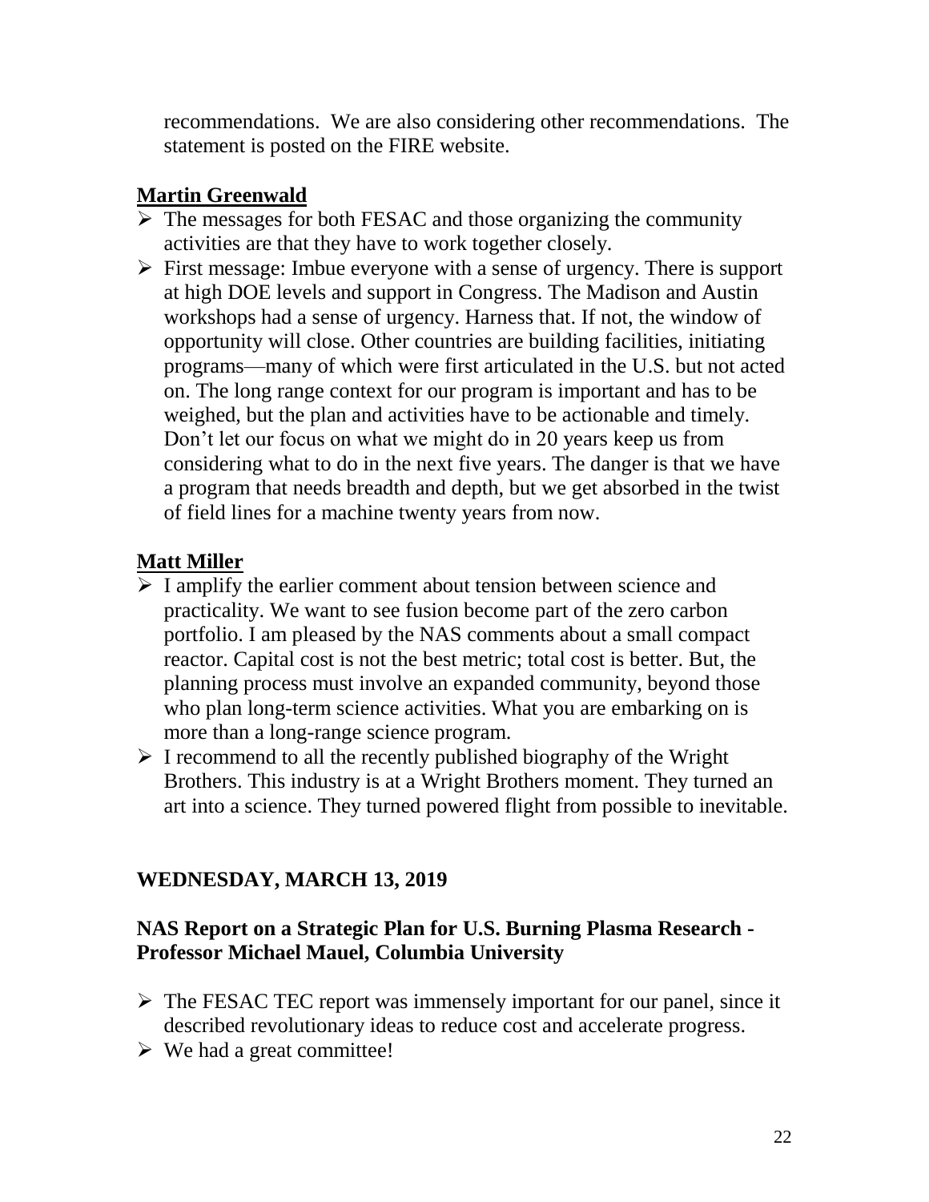recommendations. We are also considering other recommendations. The statement is posted on the FIRE website.

**Martin Greenwald**

- The messages for both FESAC and those organizing the community activities are that they have to work together closely.
- First message: Imbue everyone with a sense of urgency. There is support at high DOE levels and support in Congress. The Madison and Austin workshops had a sense of urgency. Harness that. If not, the window of opportunity will close. Other countries are building facilities, initiating programs—many of which were first articulated in the U.S. but not acted on. The long range context for our program is important and has to be weighed, but the plan and activities have to be actionable and timely. Don't let our focus on what we might do in 20 years keep us from considering what to do in the next five years. The danger is that we have a program that needs breadth and depth, but we get absorbed in the twist of field lines for a machine twenty years from now.

**Matt Miller**

- I amplify the earlier comment about tension between science and practicality. We want to see fusion become part of the zero carbon portfolio. I am pleased by the NAS comments about a small compact reactor. Capital cost is not the best metric; total cost is better. But, the planning process must involve an expanded community, beyond those who plan long-term science activities. What you are embarking on is more than a long-range science program.
- I recommend to all the recently published biography of the Wright Brothers. This industry is at a Wright Brothers moment. They turned an art into a science. They turned powered flight from possible to inevitable.

## WEDNESDAY, MARCH 13, 2019

### NAS Report on a Strategic Plan for U.S. Burning Plasma Research - Professor Michael Mauel, Columbia University

- The FESAC TEC report was immensely important for our panel, since it described revolutionary ideas to reduce cost and accelerate progress.
- We had a great committee!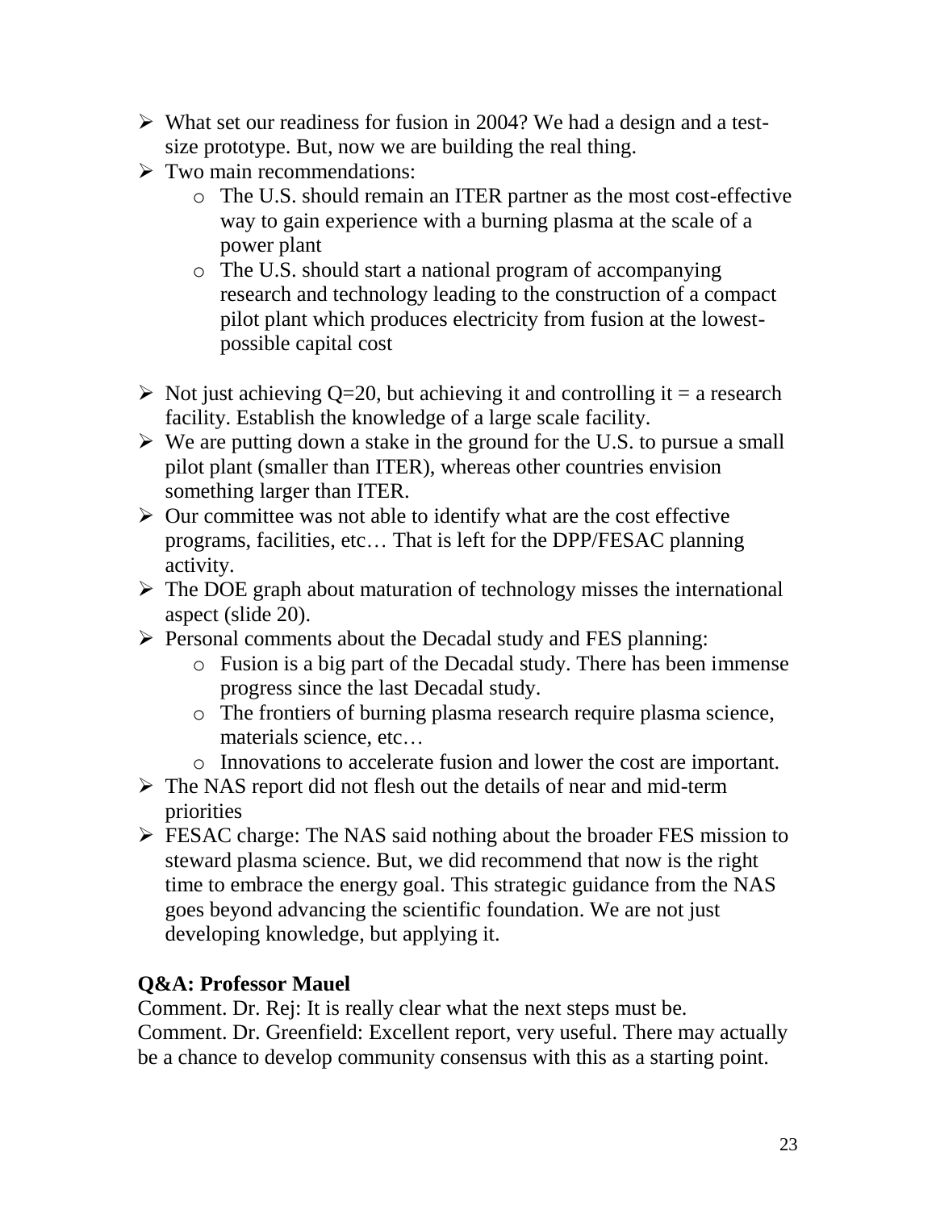- What set our readiness for fusion in 2004? We had a design and a test-size prototype. But, now we are building the real thing.
- Two main recommendations:
  - The U.S. should remain an ITER partner as the most cost-effective way to gain experience with a burning plasma at the scale of a power plant
  - The U.S. should start a national program of accompanying research and technology leading to the construction of a compact pilot plant which produces electricity from fusion at the lowest-possible capital cost

- Not just achieving Q=20, but achieving it and controlling it = a research facility. Establish the knowledge of a large scale facility.
- We are putting down a stake in the ground for the U.S. to pursue a small pilot plant (smaller than ITER), whereas other countries envision something larger than ITER.
- Our committee was not able to identify what are the cost effective programs, facilities, etc… That is left for the DPP/FESAC planning activity.
- The DOE graph about maturation of technology misses the international aspect (slide 20).
- Personal comments about the Decadal study and FES planning:
  - Fusion is a big part of the Decadal study. There has been immense progress since the last Decadal study.
  - The frontiers of burning plasma research require plasma science, materials science, etc…
  - Innovations to accelerate fusion and lower the cost are important.
- The NAS report did not flesh out the details of near and mid-term priorities
- FESAC charge: The NAS said nothing about the broader FES mission to steward plasma science. But, we did recommend that now is the right time to embrace the energy goal. This strategic guidance from the NAS goes beyond advancing the scientific foundation. We are not just developing knowledge, but applying it.

**Q&A: Professor Mauel**

Comment. Dr. Rej: It is really clear what the next steps must be.
Comment. Dr. Greenfield: Excellent report, very useful. There may actually be a chance to develop community consensus with this as a starting point.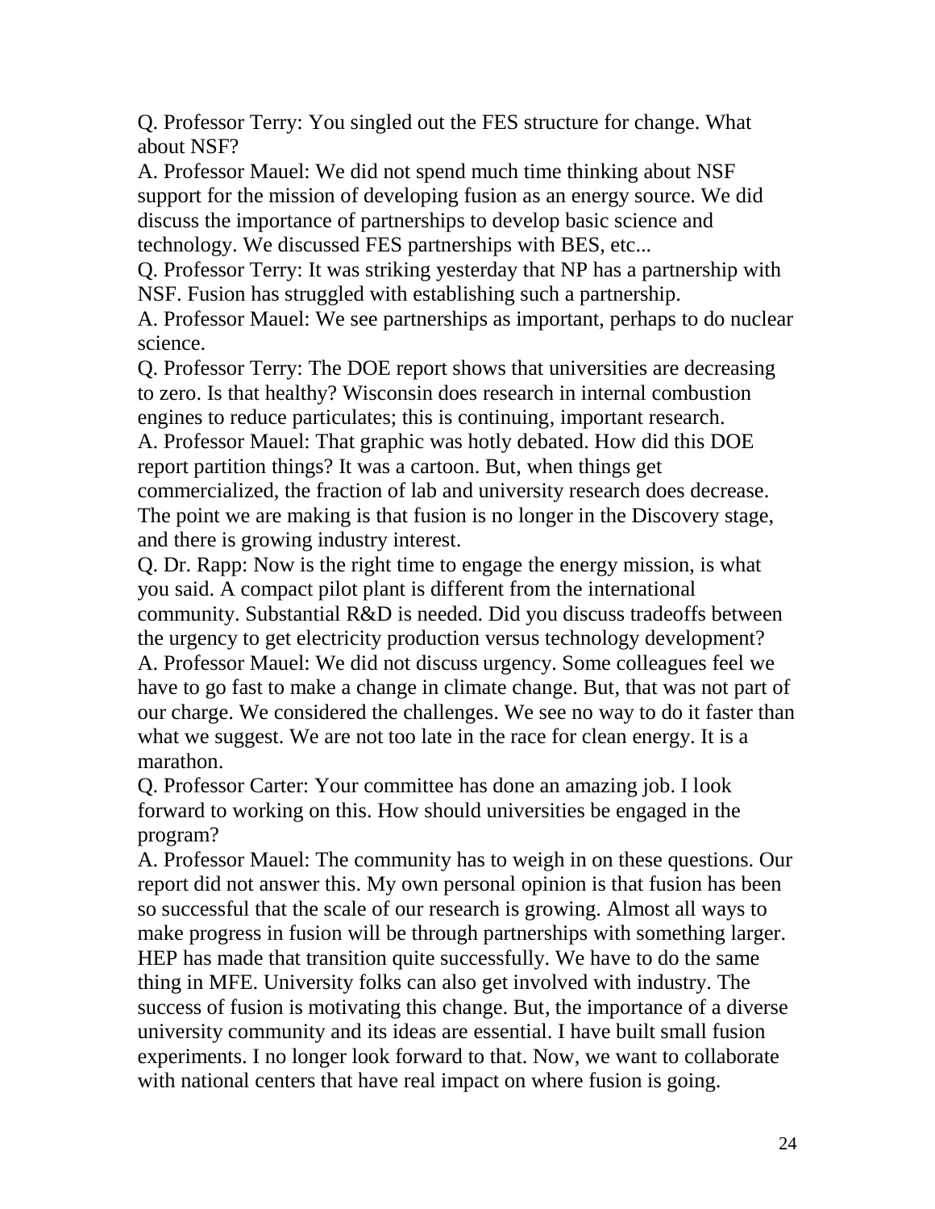Q. Professor Terry: You singled out the FES structure for change. What about NSF?

A. Professor Mauel: We did not spend much time thinking about NSF support for the mission of developing fusion as an energy source. We did discuss the importance of partnerships to develop basic science and technology. We discussed FES partnerships with BES, etc...

Q. Professor Terry: It was striking yesterday that NP has a partnership with NSF. Fusion has struggled with establishing such a partnership.

A. Professor Mauel: We see partnerships as important, perhaps to do nuclear science.

Q. Professor Terry: The DOE report shows that universities are decreasing to zero. Is that healthy? Wisconsin does research in internal combustion engines to reduce particulates; this is continuing, important research.

A. Professor Mauel: That graphic was hotly debated. How did this DOE report partition things? It was a cartoon. But, when things get commercialized, the fraction of lab and university research does decrease. The point we are making is that fusion is no longer in the Discovery stage, and there is growing industry interest.

Q. Dr. Rapp: Now is the right time to engage the energy mission, is what you said. A compact pilot plant is different from the international community. Substantial R&D is needed. Did you discuss tradeoffs between the urgency to get electricity production versus technology development?

A. Professor Mauel: We did not discuss urgency. Some colleagues feel we have to go fast to make a change in climate change. But, that was not part of our charge. We considered the challenges. We see no way to do it faster than what we suggest. We are not too late in the race for clean energy. It is a marathon.

Q. Professor Carter: Your committee has done an amazing job. I look forward to working on this. How should universities be engaged in the program?

A. Professor Mauel: The community has to weigh in on these questions. Our report did not answer this. My own personal opinion is that fusion has been so successful that the scale of our research is growing. Almost all ways to make progress in fusion will be through partnerships with something larger. HEP has made that transition quite successfully. We have to do the same thing in MFE. University folks can also get involved with industry. The success of fusion is motivating this change. But, the importance of a diverse university community and its ideas are essential. I have built small fusion experiments. I no longer look forward to that. Now, we want to collaborate with national centers that have real impact on where fusion is going.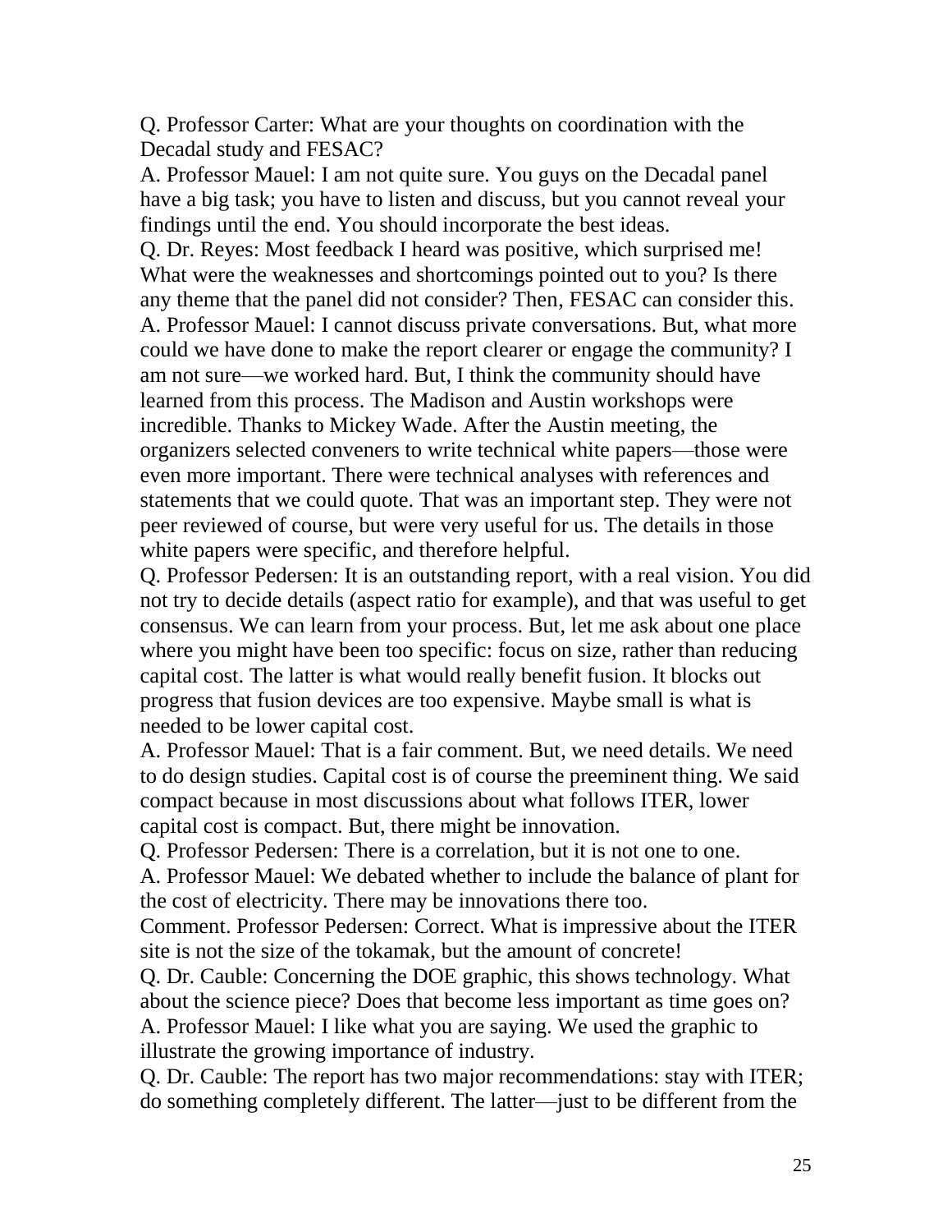Q. Professor Carter: What are your thoughts on coordination with the Decadal study and FESAC?

A. Professor Mauel: I am not quite sure. You guys on the Decadal panel have a big task; you have to listen and discuss, but you cannot reveal your findings until the end. You should incorporate the best ideas.

Q. Dr. Reyes: Most feedback I heard was positive, which surprised me! What were the weaknesses and shortcomings pointed out to you? Is there any theme that the panel did not consider? Then, FESAC can consider this.

A. Professor Mauel: I cannot discuss private conversations. But, what more could we have done to make the report clearer or engage the community? I am not sure—we worked hard. But, I think the community should have learned from this process. The Madison and Austin workshops were incredible. Thanks to Mickey Wade. After the Austin meeting, the organizers selected conveners to write technical white papers—those were even more important. There were technical analyses with references and statements that we could quote. That was an important step. They were not peer reviewed of course, but were very useful for us. The details in those white papers were specific, and therefore helpful.

Q. Professor Pedersen: It is an outstanding report, with a real vision. You did not try to decide details (aspect ratio for example), and that was useful to get consensus. We can learn from your process. But, let me ask about one place where you might have been too specific: focus on size, rather than reducing capital cost. The latter is what would really benefit fusion. It blocks out progress that fusion devices are too expensive. Maybe small is what is needed to be lower capital cost.

A. Professor Mauel: That is a fair comment. But, we need details. We need to do design studies. Capital cost is of course the preeminent thing. We said compact because in most discussions about what follows ITER, lower capital cost is compact. But, there might be innovation.

Q. Professor Pedersen: There is a correlation, but it is not one to one.

A. Professor Mauel: We debated whether to include the balance of plant for the cost of electricity. There may be innovations there too.

Comment. Professor Pedersen: Correct. What is impressive about the ITER site is not the size of the tokamak, but the amount of concrete!

Q. Dr. Cauble: Concerning the DOE graphic, this shows technology. What about the science piece? Does that become less important as time goes on?

A. Professor Mauel: I like what you are saying. We used the graphic to illustrate the growing importance of industry.

Q. Dr. Cauble: The report has two major recommendations: stay with ITER; do something completely different. The latter—just to be different from the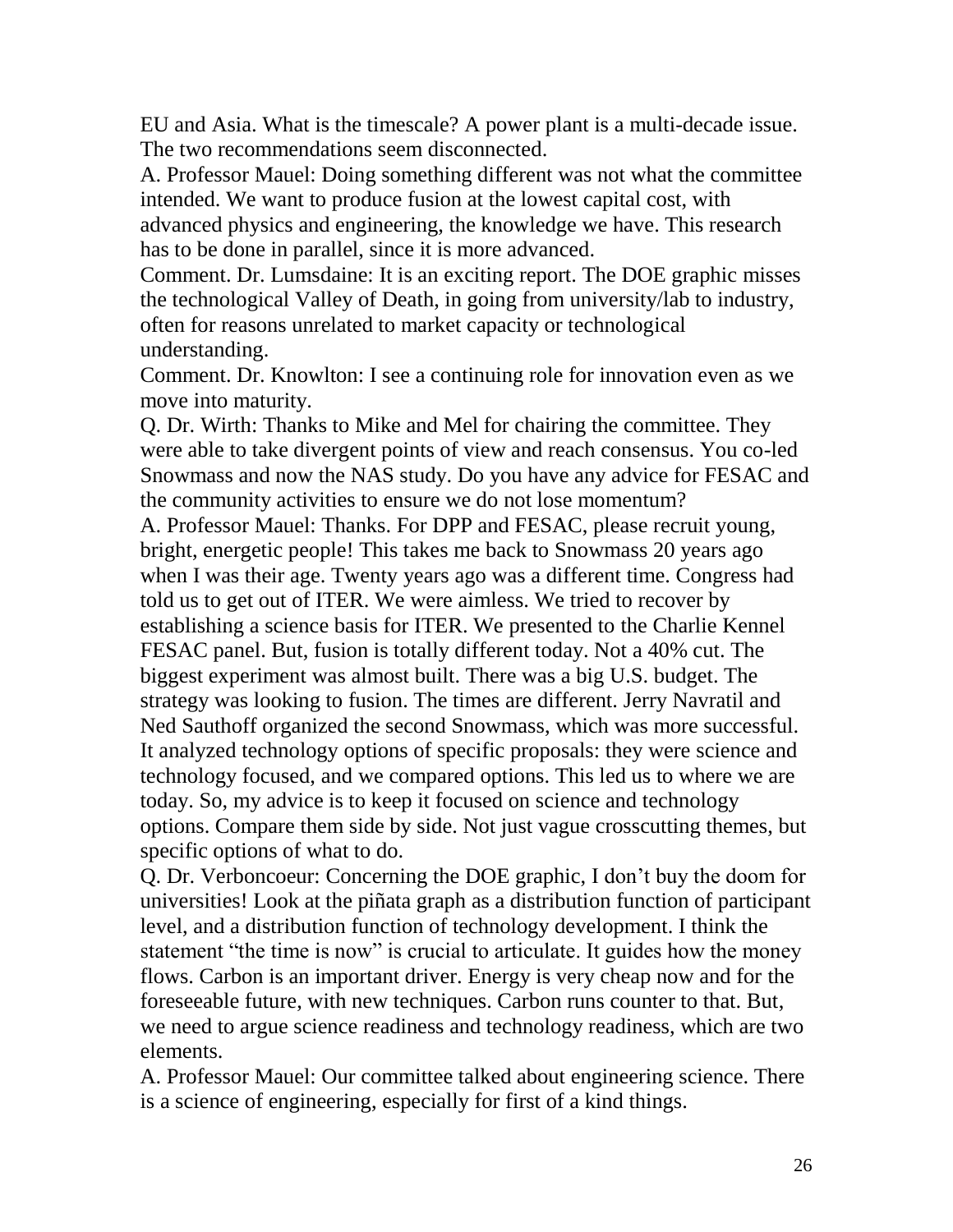EU and Asia. What is the timescale? A power plant is a multi-decade issue. The two recommendations seem disconnected.

A. Professor Mauel: Doing something different was not what the committee intended. We want to produce fusion at the lowest capital cost, with advanced physics and engineering, the knowledge we have. This research has to be done in parallel, since it is more advanced.

Comment. Dr. Lumsdaine: It is an exciting report. The DOE graphic misses the technological Valley of Death, in going from university/lab to industry, often for reasons unrelated to market capacity or technological understanding.

Comment. Dr. Knowlton: I see a continuing role for innovation even as we move into maturity.

Q. Dr. Wirth: Thanks to Mike and Mel for chairing the committee. They were able to take divergent points of view and reach consensus. You co-led Snowmass and now the NAS study. Do you have any advice for FESAC and the community activities to ensure we do not lose momentum?

A. Professor Mauel: Thanks. For DPP and FESAC, please recruit young, bright, energetic people! This takes me back to Snowmass 20 years ago when I was their age. Twenty years ago was a different time. Congress had told us to get out of ITER. We were aimless. We tried to recover by establishing a science basis for ITER. We presented to the Charlie Kennel FESAC panel. But, fusion is totally different today. Not a 40% cut. The biggest experiment was almost built. There was a big U.S. budget. The strategy was looking to fusion. The times are different. Jerry Navratil and Ned Sauthoff organized the second Snowmass, which was more successful. It analyzed technology options of specific proposals: they were science and technology focused, and we compared options. This led us to where we are today. So, my advice is to keep it focused on science and technology options. Compare them side by side. Not just vague crosscutting themes, but specific options of what to do.

Q. Dr. Verboncoeur: Concerning the DOE graphic, I don't buy the doom for universities! Look at the piñata graph as a distribution function of participant level, and a distribution function of technology development. I think the statement "the time is now" is crucial to articulate. It guides how the money flows. Carbon is an important driver. Energy is very cheap now and for the foreseeable future, with new techniques. Carbon runs counter to that. But, we need to argue science readiness and technology readiness, which are two elements.

A. Professor Mauel: Our committee talked about engineering science. There is a science of engineering, especially for first of a kind things.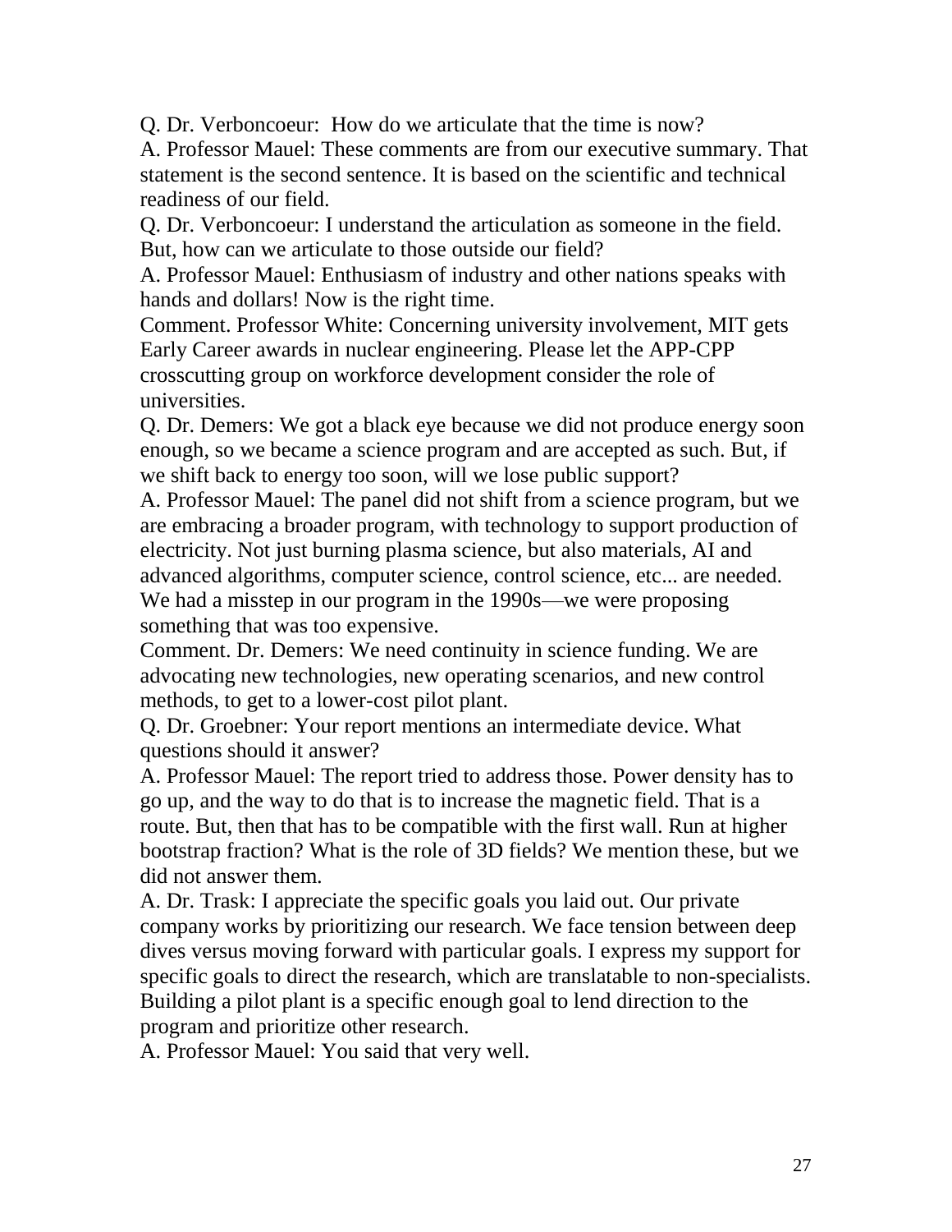Q. Dr. Verboncoeur: How do we articulate that the time is now?

A. Professor Mauel: These comments are from our executive summary. That statement is the second sentence. It is based on the scientific and technical readiness of our field.

Q. Dr. Verboncoeur: I understand the articulation as someone in the field. But, how can we articulate to those outside our field?

A. Professor Mauel: Enthusiasm of industry and other nations speaks with hands and dollars! Now is the right time.

Comment. Professor White: Concerning university involvement, MIT gets Early Career awards in nuclear engineering. Please let the APP-CPP crosscutting group on workforce development consider the role of universities.

Q. Dr. Demers: We got a black eye because we did not produce energy soon enough, so we became a science program and are accepted as such. But, if we shift back to energy too soon, will we lose public support?

A. Professor Mauel: The panel did not shift from a science program, but we are embracing a broader program, with technology to support production of electricity. Not just burning plasma science, but also materials, AI and advanced algorithms, computer science, control science, etc... are needed. We had a misstep in our program in the 1990s—we were proposing something that was too expensive.

Comment. Dr. Demers: We need continuity in science funding. We are advocating new technologies, new operating scenarios, and new control methods, to get to a lower-cost pilot plant.

Q. Dr. Groebner: Your report mentions an intermediate device. What questions should it answer?

A. Professor Mauel: The report tried to address those. Power density has to go up, and the way to do that is to increase the magnetic field. That is a route. But, then that has to be compatible with the first wall. Run at higher bootstrap fraction? What is the role of 3D fields? We mention these, but we did not answer them.

A. Dr. Trask: I appreciate the specific goals you laid out. Our private company works by prioritizing our research. We face tension between deep dives versus moving forward with particular goals. I express my support for specific goals to direct the research, which are translatable to non-specialists. Building a pilot plant is a specific enough goal to lend direction to the program and prioritize other research.

A. Professor Mauel: You said that very well.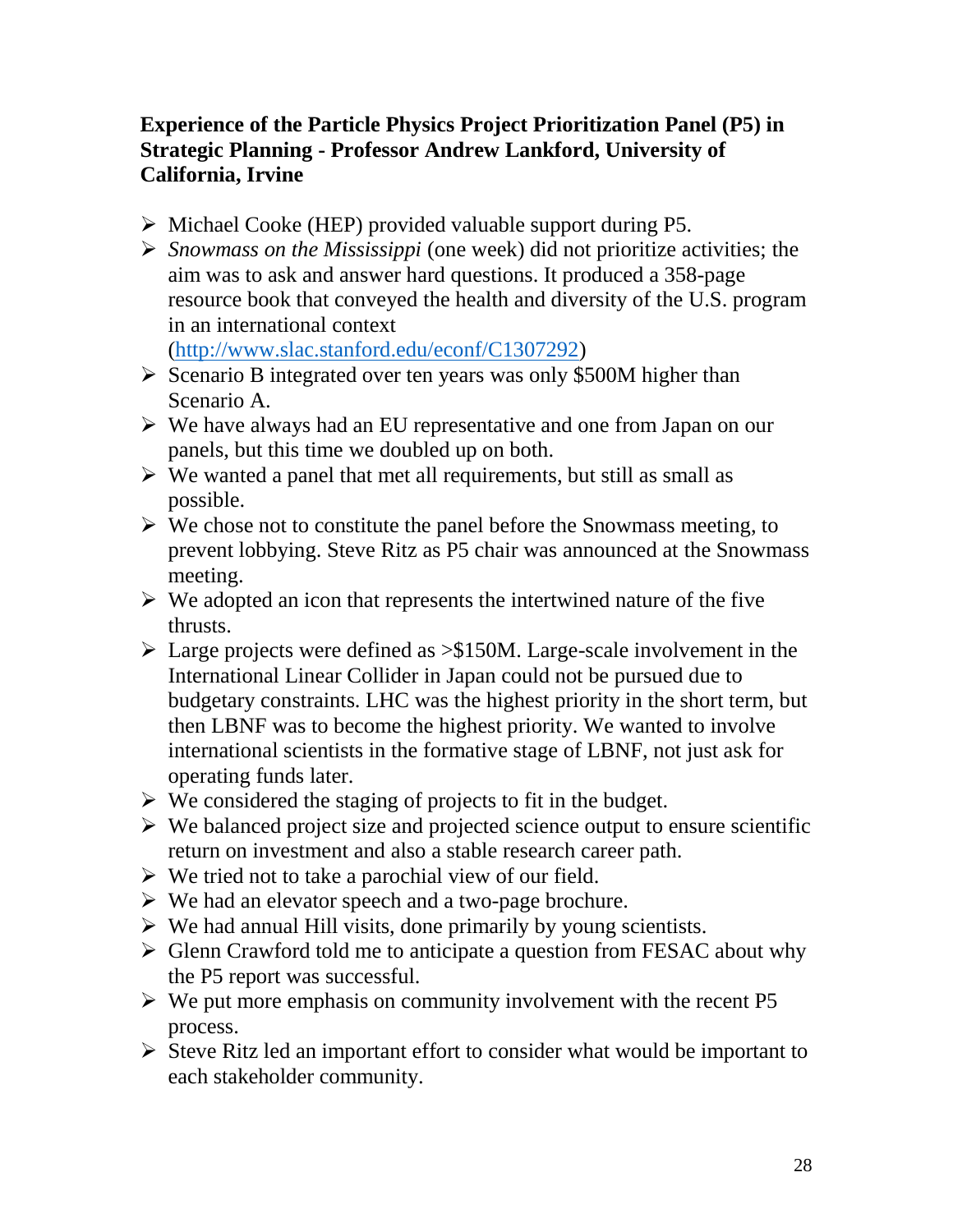**Experience of the Particle Physics Project Prioritization Panel (P5) in Strategic Planning - Professor Andrew Lankford, University of California, Irvine**

- Michael Cooke (HEP) provided valuable support during P5.
- *Snowmass on the Mississippi* (one week) did not prioritize activities; the aim was to ask and answer hard questions. It produced a 358-page resource book that conveyed the health and diversity of the U.S. program in an international context (http://www.slac.stanford.edu/econf/C1307292)
- Scenario B integrated over ten years was only $500M higher than Scenario A.
- We have always had an EU representative and one from Japan on our panels, but this time we doubled up on both.
- We wanted a panel that met all requirements, but still as small as possible.
- We chose not to constitute the panel before the Snowmass meeting, to prevent lobbying. Steve Ritz as P5 chair was announced at the Snowmass meeting.
- We adopted an icon that represents the intertwined nature of the five thrusts.
- Large projects were defined as >$150M. Large-scale involvement in the International Linear Collider in Japan could not be pursued due to budgetary constraints. LHC was the highest priority in the short term, but then LBNF was to become the highest priority. We wanted to involve international scientists in the formative stage of LBNF, not just ask for operating funds later.
- We considered the staging of projects to fit in the budget.
- We balanced project size and projected science output to ensure scientific return on investment and also a stable research career path.
- We tried not to take a parochial view of our field.
- We had an elevator speech and a two-page brochure.
- We had annual Hill visits, done primarily by young scientists.
- Glenn Crawford told me to anticipate a question from FESAC about why the P5 report was successful.
- We put more emphasis on community involvement with the recent P5 process.
- Steve Ritz led an important effort to consider what would be important to each stakeholder community.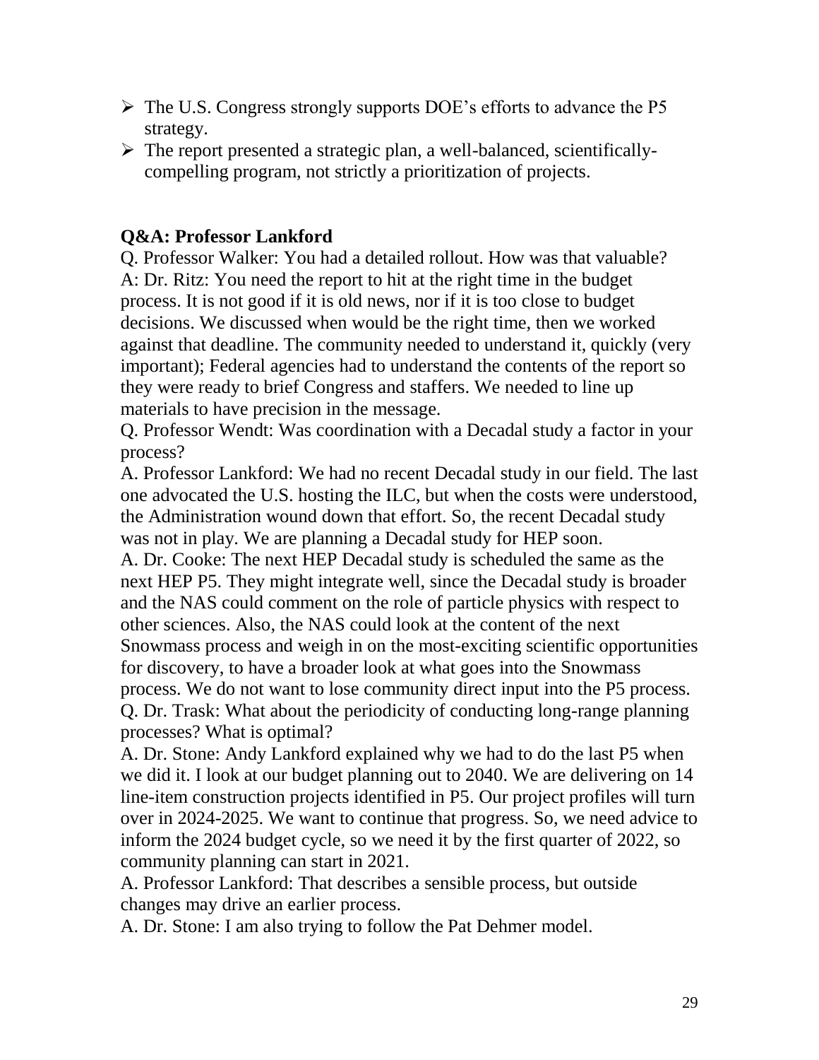- The U.S. Congress strongly supports DOE's efforts to advance the P5 strategy.
- The report presented a strategic plan, a well-balanced, scientifically-compelling program, not strictly a prioritization of projects.

**Q&A: Professor Lankford**

Q. Professor Walker: You had a detailed rollout. How was that valuable?
A: Dr. Ritz: You need the report to hit at the right time in the budget process. It is not good if it is old news, nor if it is too close to budget decisions. We discussed when would be the right time, then we worked against that deadline. The community needed to understand it, quickly (very important); Federal agencies had to understand the contents of the report so they were ready to brief Congress and staffers. We needed to line up materials to have precision in the message.
Q. Professor Wendt: Was coordination with a Decadal study a factor in your process?
A. Professor Lankford: We had no recent Decadal study in our field. The last one advocated the U.S. hosting the ILC, but when the costs were understood, the Administration wound down that effort. So, the recent Decadal study was not in play. We are planning a Decadal study for HEP soon.
A. Dr. Cooke: The next HEP Decadal study is scheduled the same as the next HEP P5. They might integrate well, since the Decadal study is broader and the NAS could comment on the role of particle physics with respect to other sciences. Also, the NAS could look at the content of the next Snowmass process and weigh in on the most-exciting scientific opportunities for discovery, to have a broader look at what goes into the Snowmass process. We do not want to lose community direct input into the P5 process.
Q. Dr. Trask: What about the periodicity of conducting long-range planning processes? What is optimal?
A. Dr. Stone: Andy Lankford explained why we had to do the last P5 when we did it. I look at our budget planning out to 2040. We are delivering on 14 line-item construction projects identified in P5. Our project profiles will turn over in 2024-2025. We want to continue that progress. So, we need advice to inform the 2024 budget cycle, so we need it by the first quarter of 2022, so community planning can start in 2021.
A. Professor Lankford: That describes a sensible process, but outside changes may drive an earlier process.
A. Dr. Stone: I am also trying to follow the Pat Dehmer model.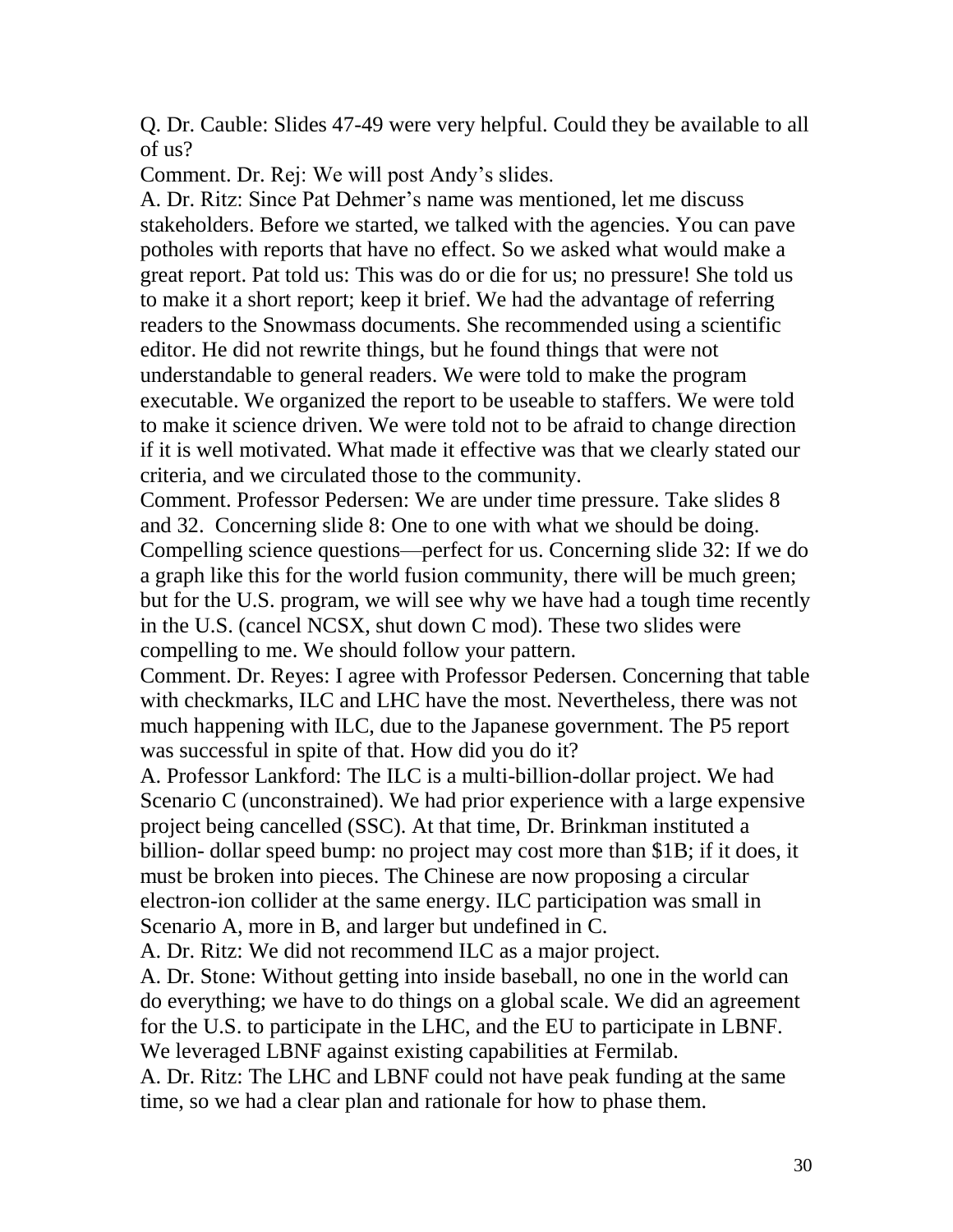Q. Dr. Cauble: Slides 47-49 were very helpful. Could they be available to all of us?

Comment. Dr. Rej: We will post Andy's slides.

A. Dr. Ritz: Since Pat Dehmer's name was mentioned, let me discuss stakeholders. Before we started, we talked with the agencies. You can pave potholes with reports that have no effect. So we asked what would make a great report. Pat told us: This was do or die for us; no pressure! She told us to make it a short report; keep it brief. We had the advantage of referring readers to the Snowmass documents. She recommended using a scientific editor. He did not rewrite things, but he found things that were not understandable to general readers. We were told to make the program executable. We organized the report to be useable to staffers. We were told to make it science driven. We were told not to be afraid to change direction if it is well motivated. What made it effective was that we clearly stated our criteria, and we circulated those to the community.

Comment. Professor Pedersen: We are under time pressure. Take slides 8 and 32. Concerning slide 8: One to one with what we should be doing. Compelling science questions—perfect for us. Concerning slide 32: If we do a graph like this for the world fusion community, there will be much green; but for the U.S. program, we will see why we have had a tough time recently in the U.S. (cancel NCSX, shut down C mod). These two slides were compelling to me. We should follow your pattern.

Comment. Dr. Reyes: I agree with Professor Pedersen. Concerning that table with checkmarks, ILC and LHC have the most. Nevertheless, there was not much happening with ILC, due to the Japanese government. The P5 report was successful in spite of that. How did you do it?

A. Professor Lankford: The ILC is a multi-billion-dollar project. We had Scenario C (unconstrained). We had prior experience with a large expensive project being cancelled (SSC). At that time, Dr. Brinkman instituted a billion- dollar speed bump: no project may cost more than $1B; if it does, it must be broken into pieces. The Chinese are now proposing a circular electron-ion collider at the same energy. ILC participation was small in Scenario A, more in B, and larger but undefined in C.

A. Dr. Ritz: We did not recommend ILC as a major project.

A. Dr. Stone: Without getting into inside baseball, no one in the world can do everything; we have to do things on a global scale. We did an agreement for the U.S. to participate in the LHC, and the EU to participate in LBNF. We leveraged LBNF against existing capabilities at Fermilab.

A. Dr. Ritz: The LHC and LBNF could not have peak funding at the same time, so we had a clear plan and rationale for how to phase them.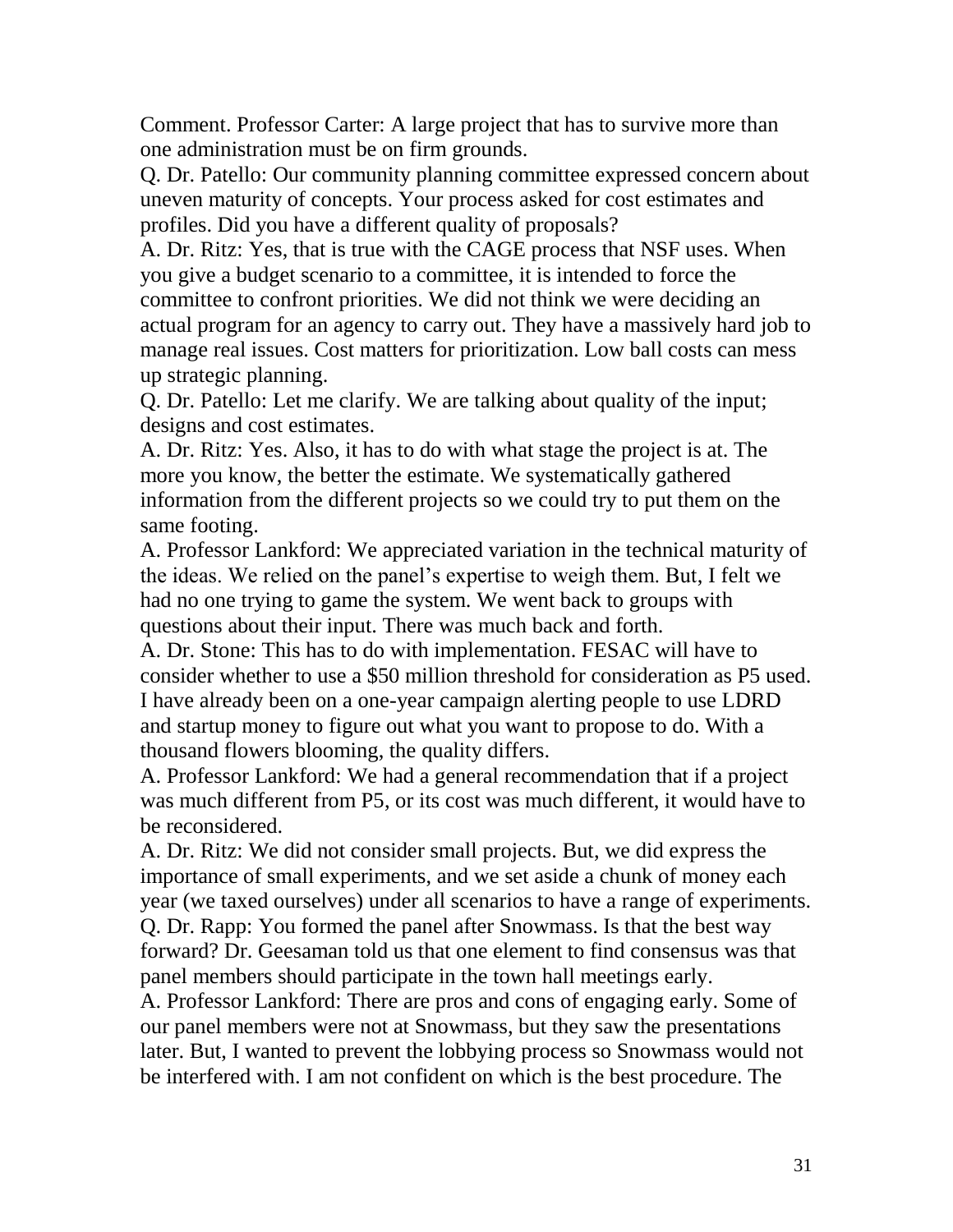Comment. Professor Carter: A large project that has to survive more than one administration must be on firm grounds.

Q. Dr. Patello: Our community planning committee expressed concern about uneven maturity of concepts. Your process asked for cost estimates and profiles. Did you have a different quality of proposals?

A. Dr. Ritz: Yes, that is true with the CAGE process that NSF uses. When you give a budget scenario to a committee, it is intended to force the committee to confront priorities. We did not think we were deciding an actual program for an agency to carry out. They have a massively hard job to manage real issues. Cost matters for prioritization. Low ball costs can mess up strategic planning.

Q. Dr. Patello: Let me clarify. We are talking about quality of the input; designs and cost estimates.

A. Dr. Ritz: Yes. Also, it has to do with what stage the project is at. The more you know, the better the estimate. We systematically gathered information from the different projects so we could try to put them on the same footing.

A. Professor Lankford: We appreciated variation in the technical maturity of the ideas. We relied on the panel's expertise to weigh them. But, I felt we had no one trying to game the system. We went back to groups with questions about their input. There was much back and forth.

A. Dr. Stone: This has to do with implementation. FESAC will have to consider whether to use a \$50 million threshold for consideration as P5 used. I have already been on a one-year campaign alerting people to use LDRD and startup money to figure out what you want to propose to do. With a thousand flowers blooming, the quality differs.

A. Professor Lankford: We had a general recommendation that if a project was much different from P5, or its cost was much different, it would have to be reconsidered.

A. Dr. Ritz: We did not consider small projects. But, we did express the importance of small experiments, and we set aside a chunk of money each year (we taxed ourselves) under all scenarios to have a range of experiments.

Q. Dr. Rapp: You formed the panel after Snowmass. Is that the best way forward? Dr. Geesaman told us that one element to find consensus was that panel members should participate in the town hall meetings early.

A. Professor Lankford: There are pros and cons of engaging early. Some of our panel members were not at Snowmass, but they saw the presentations later. But, I wanted to prevent the lobbying process so Snowmass would not be interfered with. I am not confident on which is the best procedure. The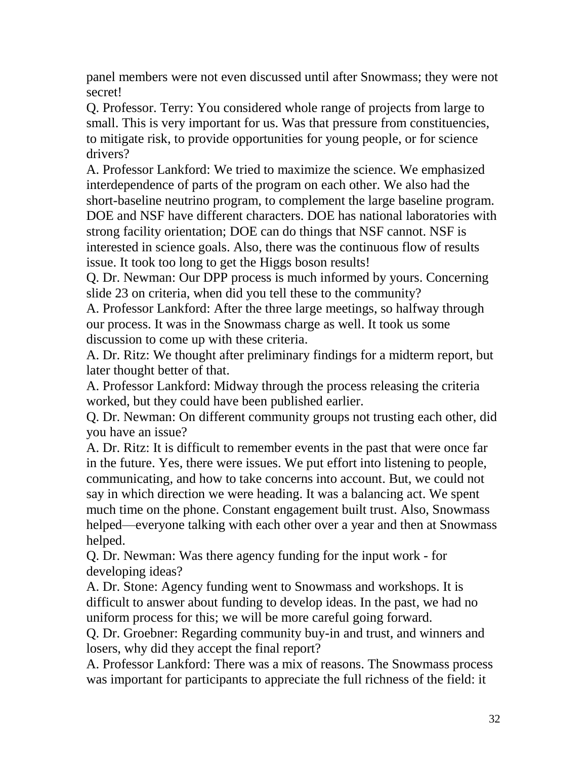panel members were not even discussed until after Snowmass; they were not secret!

Q. Professor. Terry: You considered whole range of projects from large to small. This is very important for us. Was that pressure from constituencies, to mitigate risk, to provide opportunities for young people, or for science drivers?

A. Professor Lankford: We tried to maximize the science. We emphasized interdependence of parts of the program on each other. We also had the short-baseline neutrino program, to complement the large baseline program. DOE and NSF have different characters. DOE has national laboratories with strong facility orientation; DOE can do things that NSF cannot. NSF is interested in science goals. Also, there was the continuous flow of results issue. It took too long to get the Higgs boson results!

Q. Dr. Newman: Our DPP process is much informed by yours. Concerning slide 23 on criteria, when did you tell these to the community?

A. Professor Lankford: After the three large meetings, so halfway through our process. It was in the Snowmass charge as well. It took us some discussion to come up with these criteria.

A. Dr. Ritz: We thought after preliminary findings for a midterm report, but later thought better of that.

A. Professor Lankford: Midway through the process releasing the criteria worked, but they could have been published earlier.

Q. Dr. Newman: On different community groups not trusting each other, did you have an issue?

A. Dr. Ritz: It is difficult to remember events in the past that were once far in the future. Yes, there were issues. We put effort into listening to people, communicating, and how to take concerns into account. But, we could not say in which direction we were heading. It was a balancing act. We spent much time on the phone. Constant engagement built trust. Also, Snowmass helped—everyone talking with each other over a year and then at Snowmass helped.

Q. Dr. Newman: Was there agency funding for the input work - for developing ideas?

A. Dr. Stone: Agency funding went to Snowmass and workshops. It is difficult to answer about funding to develop ideas. In the past, we had no uniform process for this; we will be more careful going forward.

Q. Dr. Groebner: Regarding community buy-in and trust, and winners and losers, why did they accept the final report?

A. Professor Lankford: There was a mix of reasons. The Snowmass process was important for participants to appreciate the full richness of the field: it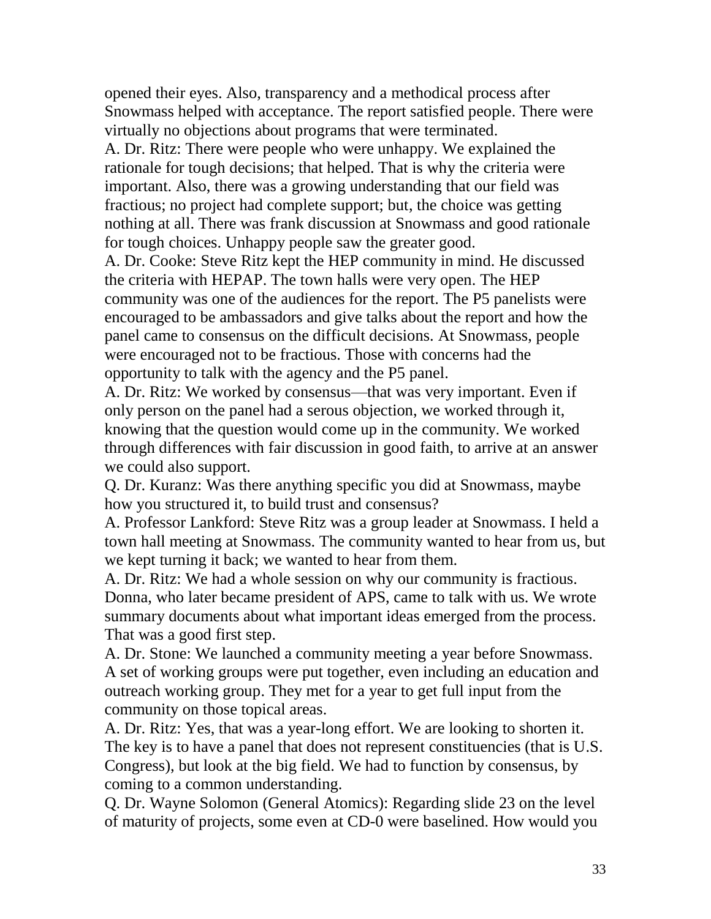opened their eyes. Also, transparency and a methodical process after Snowmass helped with acceptance. The report satisfied people. There were virtually no objections about programs that were terminated.

A. Dr. Ritz: There were people who were unhappy. We explained the rationale for tough decisions; that helped. That is why the criteria were important. Also, there was a growing understanding that our field was fractious; no project had complete support; but, the choice was getting nothing at all. There was frank discussion at Snowmass and good rationale for tough choices. Unhappy people saw the greater good.

A. Dr. Cooke: Steve Ritz kept the HEP community in mind. He discussed the criteria with HEPAP. The town halls were very open. The HEP community was one of the audiences for the report. The P5 panelists were encouraged to be ambassadors and give talks about the report and how the panel came to consensus on the difficult decisions. At Snowmass, people were encouraged not to be fractious. Those with concerns had the opportunity to talk with the agency and the P5 panel.

A. Dr. Ritz: We worked by consensus—that was very important. Even if only person on the panel had a serous objection, we worked through it, knowing that the question would come up in the community. We worked through differences with fair discussion in good faith, to arrive at an answer we could also support.

Q. Dr. Kuranz: Was there anything specific you did at Snowmass, maybe how you structured it, to build trust and consensus?

A. Professor Lankford: Steve Ritz was a group leader at Snowmass. I held a town hall meeting at Snowmass. The community wanted to hear from us, but we kept turning it back; we wanted to hear from them.

A. Dr. Ritz: We had a whole session on why our community is fractious. Donna, who later became president of APS, came to talk with us. We wrote summary documents about what important ideas emerged from the process. That was a good first step.

A. Dr. Stone: We launched a community meeting a year before Snowmass. A set of working groups were put together, even including an education and outreach working group. They met for a year to get full input from the community on those topical areas.

A. Dr. Ritz: Yes, that was a year-long effort. We are looking to shorten it. The key is to have a panel that does not represent constituencies (that is U.S. Congress), but look at the big field. We had to function by consensus, by coming to a common understanding.

Q. Dr. Wayne Solomon (General Atomics): Regarding slide 23 on the level of maturity of projects, some even at CD-0 were baselined. How would you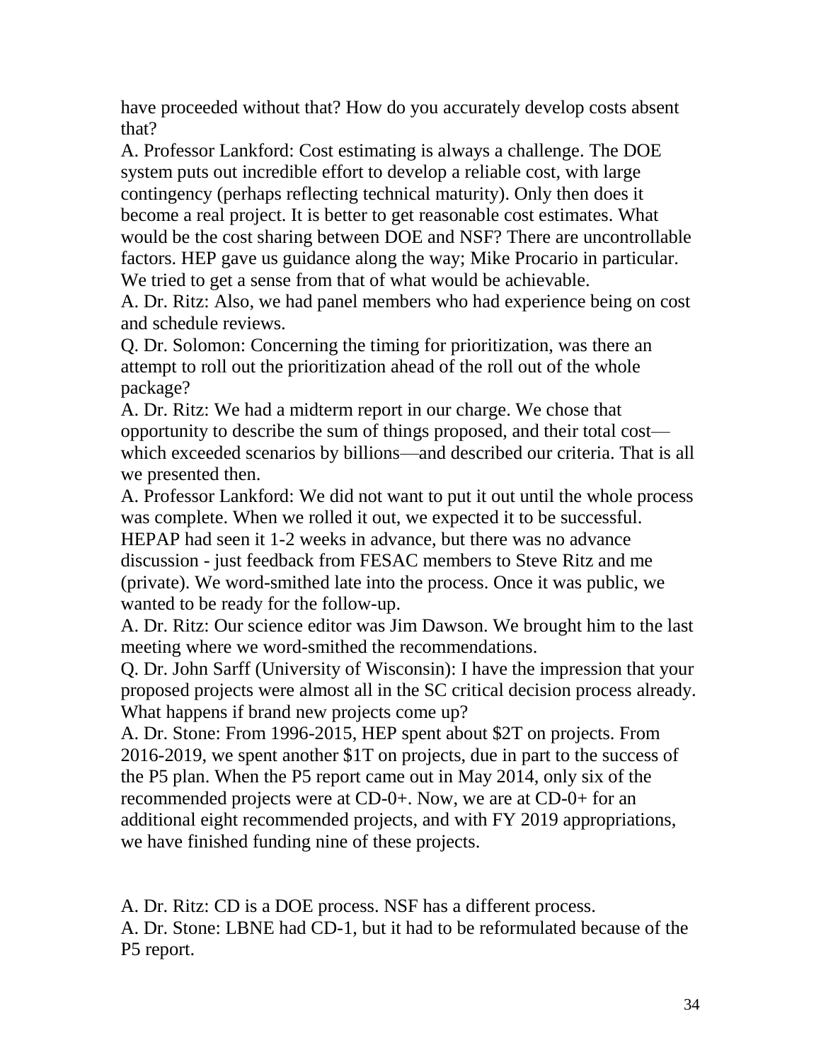have proceeded without that? How do you accurately develop costs absent that?

A. Professor Lankford: Cost estimating is always a challenge. The DOE system puts out incredible effort to develop a reliable cost, with large contingency (perhaps reflecting technical maturity). Only then does it become a real project. It is better to get reasonable cost estimates. What would be the cost sharing between DOE and NSF? There are uncontrollable factors. HEP gave us guidance along the way; Mike Procario in particular. We tried to get a sense from that of what would be achievable.

A. Dr. Ritz: Also, we had panel members who had experience being on cost and schedule reviews.

Q. Dr. Solomon: Concerning the timing for prioritization, was there an attempt to roll out the prioritization ahead of the roll out of the whole package?

A. Dr. Ritz: We had a midterm report in our charge. We chose that opportunity to describe the sum of things proposed, and their total cost—which exceeded scenarios by billions—and described our criteria. That is all we presented then.

A. Professor Lankford: We did not want to put it out until the whole process was complete. When we rolled it out, we expected it to be successful. HEPAP had seen it 1-2 weeks in advance, but there was no advance discussion - just feedback from FESAC members to Steve Ritz and me (private). We word-smithed late into the process. Once it was public, we wanted to be ready for the follow-up.

A. Dr. Ritz: Our science editor was Jim Dawson. We brought him to the last meeting where we word-smithed the recommendations.

Q. Dr. John Sarff (University of Wisconsin): I have the impression that your proposed projects were almost all in the SC critical decision process already. What happens if brand new projects come up?

A. Dr. Stone: From 1996-2015, HEP spent about $2T on projects. From 2016-2019, we spent another $1T on projects, due in part to the success of the P5 plan. When the P5 report came out in May 2014, only six of the recommended projects were at CD-0+. Now, we are at CD-0+ for an additional eight recommended projects, and with FY 2019 appropriations, we have finished funding nine of these projects.

A. Dr. Ritz: CD is a DOE process. NSF has a different process.

A. Dr. Stone: LBNE had CD-1, but it had to be reformulated because of the P5 report.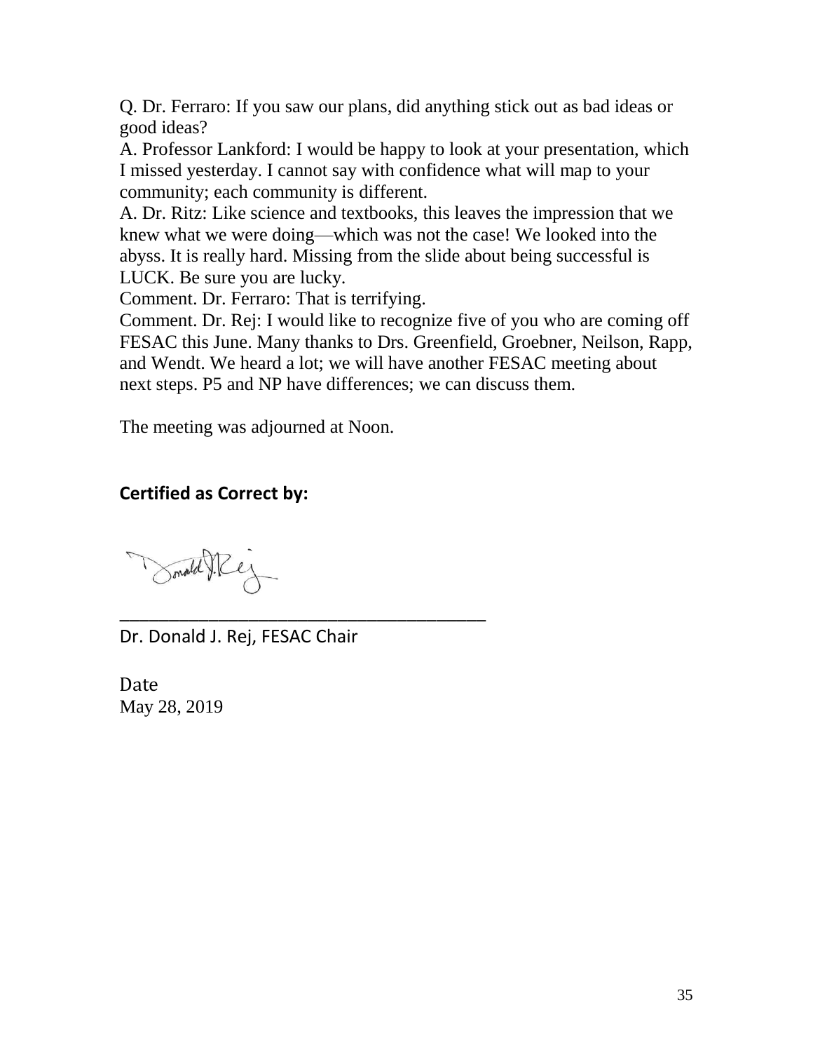Q. Dr. Ferraro: If you saw our plans, did anything stick out as bad ideas or good ideas?

A. Professor Lankford: I would be happy to look at your presentation, which I missed yesterday. I cannot say with confidence what will map to your community; each community is different.

A. Dr. Ritz: Like science and textbooks, this leaves the impression that we knew what we were doing—which was not the case! We looked into the abyss. It is really hard. Missing from the slide about being successful is LUCK. Be sure you are lucky.

Comment. Dr. Ferraro: That is terrifying.

Comment. Dr. Rej: I would like to recognize five of you who are coming off FESAC this June. Many thanks to Drs. Greenfield, Groebner, Neilson, Rapp, and Wendt. We heard a lot; we will have another FESAC meeting about next steps. P5 and NP have differences; we can discuss them.

The meeting was adjourned at Noon.

**Certified as Correct by:**

Donald J. Rej

______________________________________

Dr. Donald J. Rej, FESAC Chair

Date

May 28, 2019